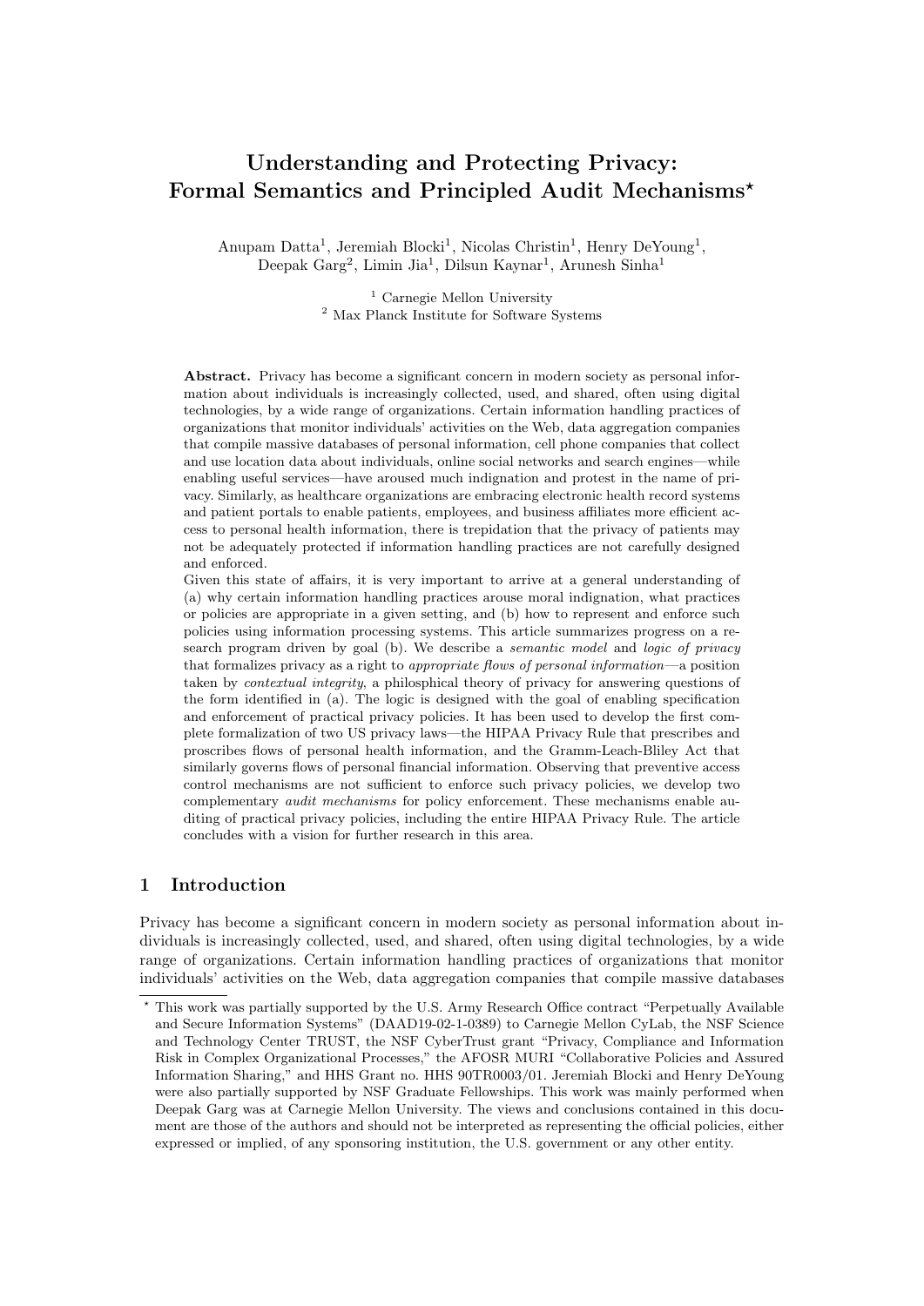# Understanding and Protecting Privacy: Formal Semantics and Principled Audit Mechanisms*

Anupam Datta[1], Jeremiah Blocki[1], Nicolas Christin[1], Henry DeYoung[1], Deepak Garg[2], Limin Jia[1], Dilsun Kaynar[1], Arunesh Sinha[1]

[1] Carnegie Mellon University
[2] Max Planck Institute for Software Systems

**Abstract.** Privacy has become a significant concern in modern society as personal information about individuals is increasingly collected, used, and shared, often using digital technologies, by a wide range of organizations. Certain information handling practices of organizations that monitor individuals' activities on the Web, data aggregation companies that compile massive databases of personal information, cell phone companies that collect and use location data about individuals, online social networks and search engines—while enabling useful services—have aroused much indignation and protest in the name of privacy. Similarly, as healthcare organizations are embracing electronic health record systems and patient portals to enable patients, employees, and business affiliates more efficient access to personal health information, there is trepidation that the privacy of patients may not be adequately protected if information handling practices are not carefully designed and enforced.

Given this state of affairs, it is very important to arrive at a general understanding of (a) why certain information handling practices arouse moral indignation, what practices or policies are appropriate in a given setting, and (b) how to represent and enforce such policies using information processing systems. This article summarizes progress on a research program driven by goal (b). We describe a *semantic model* and *logic of privacy* that formalizes privacy as a right to *appropriate flows of personal information*—a position taken by *contextual integrity*, a philosphical theory of privacy for answering questions of the form identified in (a). The logic is designed with the goal of enabling specification and enforcement of practical privacy policies. It has been used to develop the first complete formalization of two US privacy laws—the HIPAA Privacy Rule that prescribes and proscribes flows of personal health information, and the Gramm-Leach-Bliley Act that similarly governs flows of personal financial information. Observing that preventive access control mechanisms are not sufficient to enforce such privacy policies, we develop two complementary *audit mechanisms* for policy enforcement. These mechanisms enable auditing of practical privacy policies, including the entire HIPAA Privacy Rule. The article concludes with a vision for further research in this area.

## 1 Introduction

Privacy has become a significant concern in modern society as personal information about individuals is increasingly collected, used, and shared, often using digital technologies, by a wide range of organizations. Certain information handling practices of organizations that monitor individuals' activities on the Web, data aggregation companies that compile massive databases

---

* This work was partially supported by the U.S. Army Research Office contract "Perpetually Available and Secure Information Systems" (DAAD19-02-1-0389) to Carnegie Mellon CyLab, the NSF Science and Technology Center TRUST, the NSF CyberTrust grant "Privacy, Compliance and Information Risk in Complex Organizational Processes," the AFOSR MURI "Collaborative Policies and Assured Information Sharing," and HHS Grant no. HHS 90TR0003/01. Jeremiah Blocki and Henry DeYoung were also partially supported by NSF Graduate Fellowships. This work was mainly performed when Deepak Garg was at Carnegie Mellon University. The views and conclusions contained in this document are those of the authors and should not be interpreted as representing the official policies, either expressed or implied, of any sponsoring institution, the U.S. government or any other entity.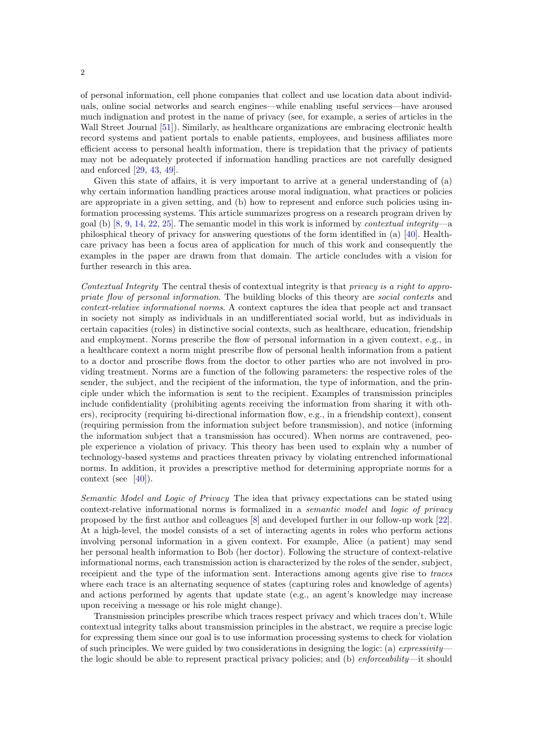of personal information, cell phone companies that collect and use location data about individuals, online social networks and search engines—while enabling useful services—have aroused much indignation and protest in the name of privacy (see, for example, a series of articles in the Wall Street Journal [51]). Similarly, as healthcare organizations are embracing electronic health record systems and patient portals to enable patients, employees, and business affiliates more efficient access to personal health information, there is trepidation that the privacy of patients may not be adequately protected if information handling practices are not carefully designed and enforced [29, 43, 49].

Given this state of affairs, it is very important to arrive at a general understanding of (a) why certain information handling practices arouse moral indignation, what practices or policies are appropriate in a given setting, and (b) how to represent and enforce such policies using information processing systems. This article summarizes progress on a research program driven by goal (b) [8, 9, 14, 22, 25]. The semantic model in this work is informed by *contextual integrity*—a philosophical theory of privacy for answering questions of the form identified in (a) [40]. Healthcare privacy has been a focus area of application for much of this work and consequently the examples in the paper are drawn from that domain. The article concludes with a vision for further research in this area.

*Contextual Integrity* The central thesis of contextual integrity is that *privacy is a right to appropriate flow of personal information*. The building blocks of this theory are *social contexts* and *context-relative informational norms*. A context captures the idea that people act and transact in society not simply as individuals in an undifferentiated social world, but as individuals in certain capacities (roles) in distinctive social contexts, such as healthcare, education, friendship and employment. Norms prescribe the flow of personal information in a given context, e.g., in a healthcare context a norm might prescribe flow of personal health information from a patient to a doctor and proscribe flows from the doctor to other parties who are not involved in providing treatment. Norms are a function of the following parameters: the respective roles of the sender, the subject, and the recipient of the information, the type of information, and the principle under which the information is sent to the recipient. Examples of transmission principles include confidentiality (prohibiting agents receiving the information from sharing it with others), reciprocity (requiring bi-directional information flow, e.g., in a friendship context), consent (requiring permission from the information subject before transmission), and notice (informing the information subject that a transmission has occured). When norms are contravened, people experience a violation of privacy. This theory has been used to explain why a number of technology-based systems and practices threaten privacy by violating entrenched informational norms. In addition, it provides a prescriptive method for determining appropriate norms for a context (see [40]).

*Semantic Model and Logic of Privacy* The idea that privacy expectations can be stated using context-relative informational norms is formalized in a *semantic model* and *logic of privacy* proposed by the first author and colleagues [8] and developed further in our follow-up work [22]. At a high-level, the model consists of a set of interacting agents in roles who perform actions involving personal information in a given context. For example, Alice (a patient) may send her personal health information to Bob (her doctor). Following the structure of context-relative informational norms, each transmission action is characterized by the roles of the sender, subject, receipient and the type of the information sent. Interactions among agents give rise to *traces* where each trace is an alternating sequence of states (capturing roles and knowledge of agents) and actions performed by agents that update state (e.g., an agent's knowledge may increase upon receiving a message or his role might change).

Transmission principles prescribe which traces respect privacy and which traces don't. While contextual integrity talks about transmission principles in the abstract, we require a precise logic for expressing them since our goal is to use information processing systems to check for violation of such principles. We were guided by two considerations in designing the logic: (a) *expressivity*—the logic should be able to represent practical privacy policies; and (b) *enforceability*—it should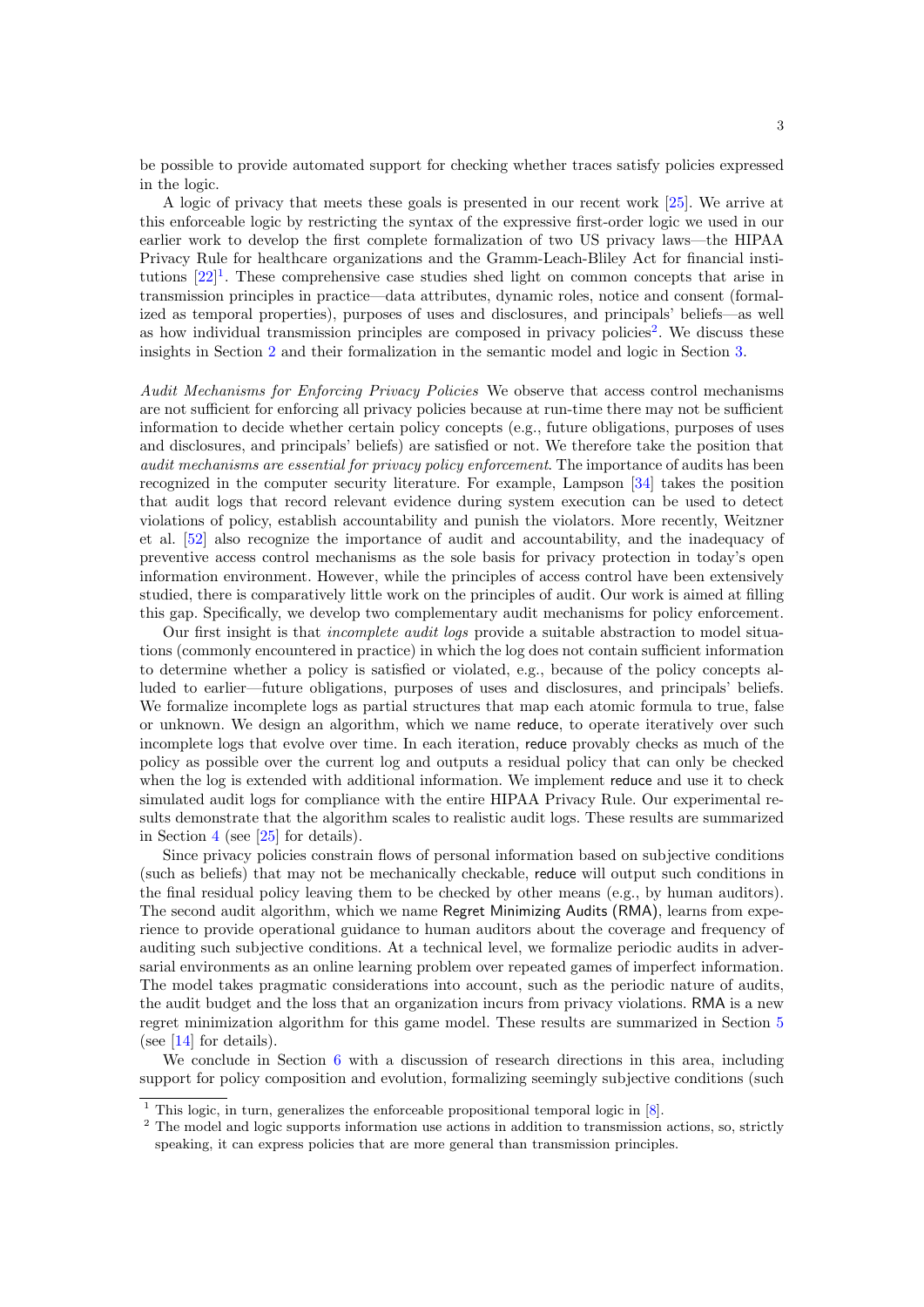be possible to provide automated support for checking whether traces satisfy policies expressed in the logic.

A logic of privacy that meets these goals is presented in our recent work [25]. We arrive at this enforceable logic by restricting the syntax of the expressive first-order logic we used in our earlier work to develop the first complete formalization of two US privacy laws—the HIPAA Privacy Rule for healthcare organizations and the Gramm-Leach-Bliley Act for financial institutions [22][1]. These comprehensive case studies shed light on common concepts that arise in transmission principles in practice—data attributes, dynamic roles, notice and consent (formalized as temporal properties), purposes of uses and disclosures, and principals' beliefs—as well as how individual transmission principles are composed in privacy policies[2]. We discuss these insights in Section 2 and their formalization in the semantic model and logic in Section 3.

*Audit Mechanisms for Enforcing Privacy Policies* We observe that access control mechanisms are not sufficient for enforcing all privacy policies because at run-time there may not be sufficient information to decide whether certain policy concepts (e.g., future obligations, purposes of uses and disclosures, and principals' beliefs) are satisfied or not. We therefore take the position that *audit mechanisms are essential for privacy policy enforcement*. The importance of audits has been recognized in the computer security literature. For example, Lampson [34] takes the position that audit logs that record relevant evidence during system execution can be used to detect violations of policy, establish accountability and punish the violators. More recently, Weitzner et al. [52] also recognize the importance of audit and accountability, and the inadequacy of preventive access control mechanisms as the sole basis for privacy protection in today's open information environment. However, while the principles of access control have been extensively studied, there is comparatively little work on the principles of audit. Our work is aimed at filling this gap. Specifically, we develop two complementary audit mechanisms for policy enforcement.

Our first insight is that *incomplete audit logs* provide a suitable abstraction to model situations (commonly encountered in practice) in which the log does not contain sufficient information to determine whether a policy is satisfied or violated, e.g., because of the policy concepts alluded to earlier—future obligations, purposes of uses and disclosures, and principals' beliefs. We formalize incomplete logs as partial structures that map each atomic formula to true, false or unknown. We design an algorithm, which we name reduce, to operate iteratively over such incomplete logs that evolve over time. In each iteration, reduce provably checks as much of the policy as possible over the current log and outputs a residual policy that can only be checked when the log is extended with additional information. We implement reduce and use it to check simulated audit logs for compliance with the entire HIPAA Privacy Rule. Our experimental results demonstrate that the algorithm scales to realistic audit logs. These results are summarized in Section 4 (see [25] for details).

Since privacy policies constrain flows of personal information based on subjective conditions (such as beliefs) that may not be mechanically checkable, reduce will output such conditions in the final residual policy leaving them to be checked by other means (e.g., by human auditors). The second audit algorithm, which we name Regret Minimizing Audits (RMA), learns from experience to provide operational guidance to human auditors about the coverage and frequency of auditing such subjective conditions. At a technical level, we formalize periodic audits in adversarial environments as an online learning problem over repeated games of imperfect information. The model takes pragmatic considerations into account, such as the periodic nature of audits, the audit budget and the loss that an organization incurs from privacy violations. RMA is a new regret minimization algorithm for this game model. These results are summarized in Section 5 (see [14] for details).

We conclude in Section 6 with a discussion of research directions in this area, including support for policy composition and evolution, formalizing seemingly subjective conditions (such

[1] This logic, in turn, generalizes the enforceable propositional temporal logic in [8].

[2] The model and logic supports information use actions in addition to transmission actions, so, strictly speaking, it can express policies that are more general than transmission principles.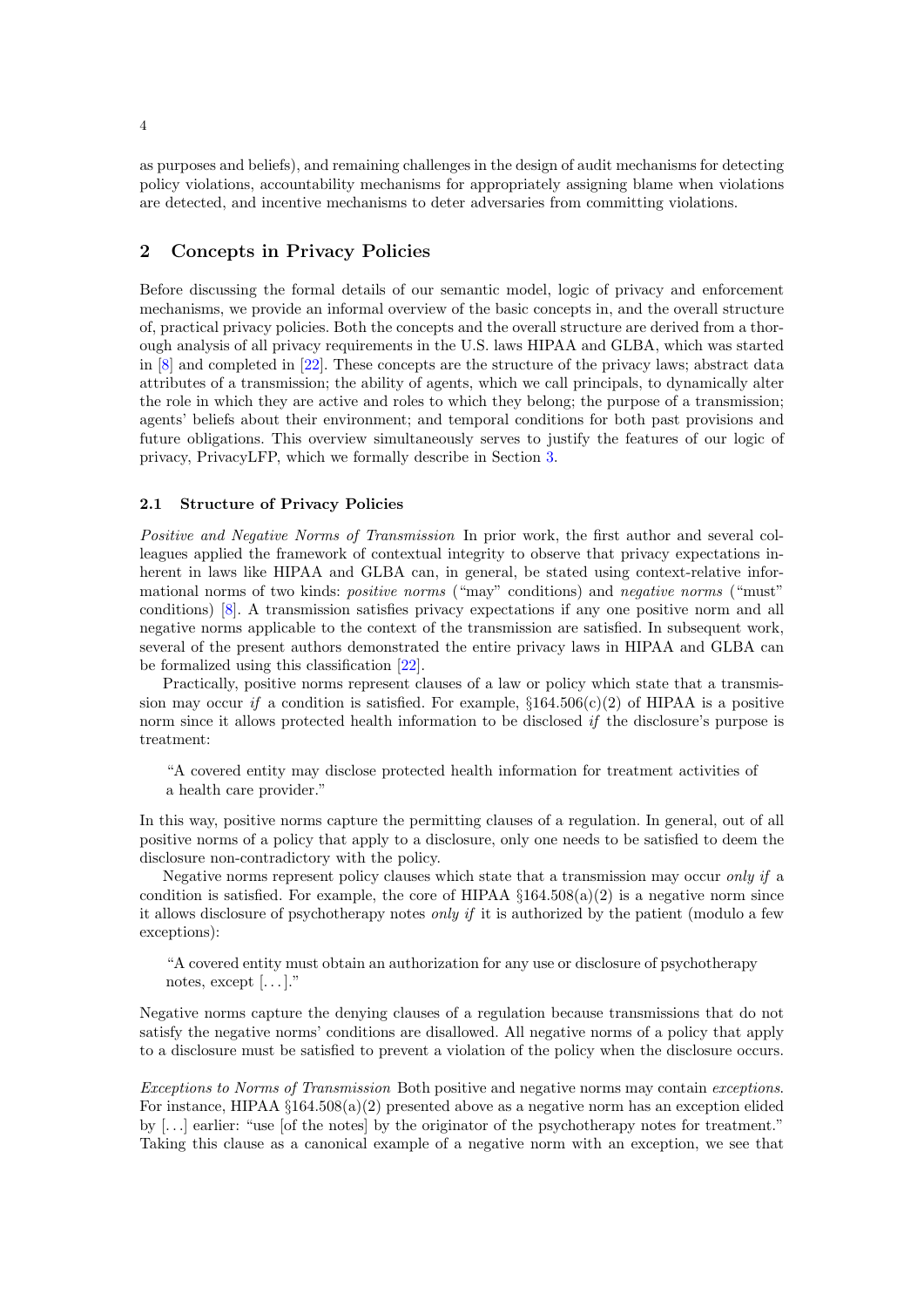as purposes and beliefs), and remaining challenges in the design of audit mechanisms for detecting policy violations, accountability mechanisms for appropriately assigning blame when violations are detected, and incentive mechanisms to deter adversaries from committing violations.

## 2 Concepts in Privacy Policies

Before discussing the formal details of our semantic model, logic of privacy and enforcement mechanisms, we provide an informal overview of the basic concepts in, and the overall structure of, practical privacy policies. Both the concepts and the overall structure are derived from a thorough analysis of all privacy requirements in the U.S. laws HIPAA and GLBA, which was started in [8] and completed in [22]. These concepts are the structure of the privacy laws; abstract data attributes of a transmission; the ability of agents, which we call principals, to dynamically alter the role in which they are active and roles to which they belong; the purpose of a transmission; agents' beliefs about their environment; and temporal conditions for both past provisions and future obligations. This overview simultaneously serves to justify the features of our logic of privacy, PrivacyLFP, which we formally describe in Section 3.

### 2.1 Structure of Privacy Policies

*Positive and Negative Norms of Transmission* In prior work, the first author and several colleagues applied the framework of contextual integrity to observe that privacy expectations inherent in laws like HIPAA and GLBA can, in general, be stated using context-relative informational norms of two kinds: *positive norms* ("may" conditions) and *negative norms* ("must" conditions) [8]. A transmission satisfies privacy expectations if any one positive norm and all negative norms applicable to the context of the transmission are satisfied. In subsequent work, several of the present authors demonstrated the entire privacy laws in HIPAA and GLBA can be formalized using this classification [22].

Practically, positive norms represent clauses of a law or policy which state that a transmission may occur *if* a condition is satisfied. For example, §164.506(c)(2) of HIPAA is a positive norm since it allows protected health information to be disclosed *if* the disclosure's purpose is treatment:

> "A covered entity may disclose protected health information for treatment activities of a health care provider."

In this way, positive norms capture the permitting clauses of a regulation. In general, out of all positive norms of a policy that apply to a disclosure, only one needs to be satisfied to deem the disclosure non-contradictory with the policy.

Negative norms represent policy clauses which state that a transmission may occur *only if* a condition is satisfied. For example, the core of HIPAA §164.508(a)(2) is a negative norm since it allows disclosure of psychotherapy notes *only if* it is authorized by the patient (modulo a few exceptions):

> "A covered entity must obtain an authorization for any use or disclosure of psychotherapy notes, except [...]."

Negative norms capture the denying clauses of a regulation because transmissions that do not satisfy the negative norms' conditions are disallowed. All negative norms of a policy that apply to a disclosure must be satisfied to prevent a violation of the policy when the disclosure occurs.

*Exceptions to Norms of Transmission* Both positive and negative norms may contain *exceptions*. For instance, HIPAA §164.508(a)(2) presented above as a negative norm has an exception elided by [...] earlier: "use [of the notes] by the originator of the psychotherapy notes for treatment." Taking this clause as a canonical example of a negative norm with an exception, we see that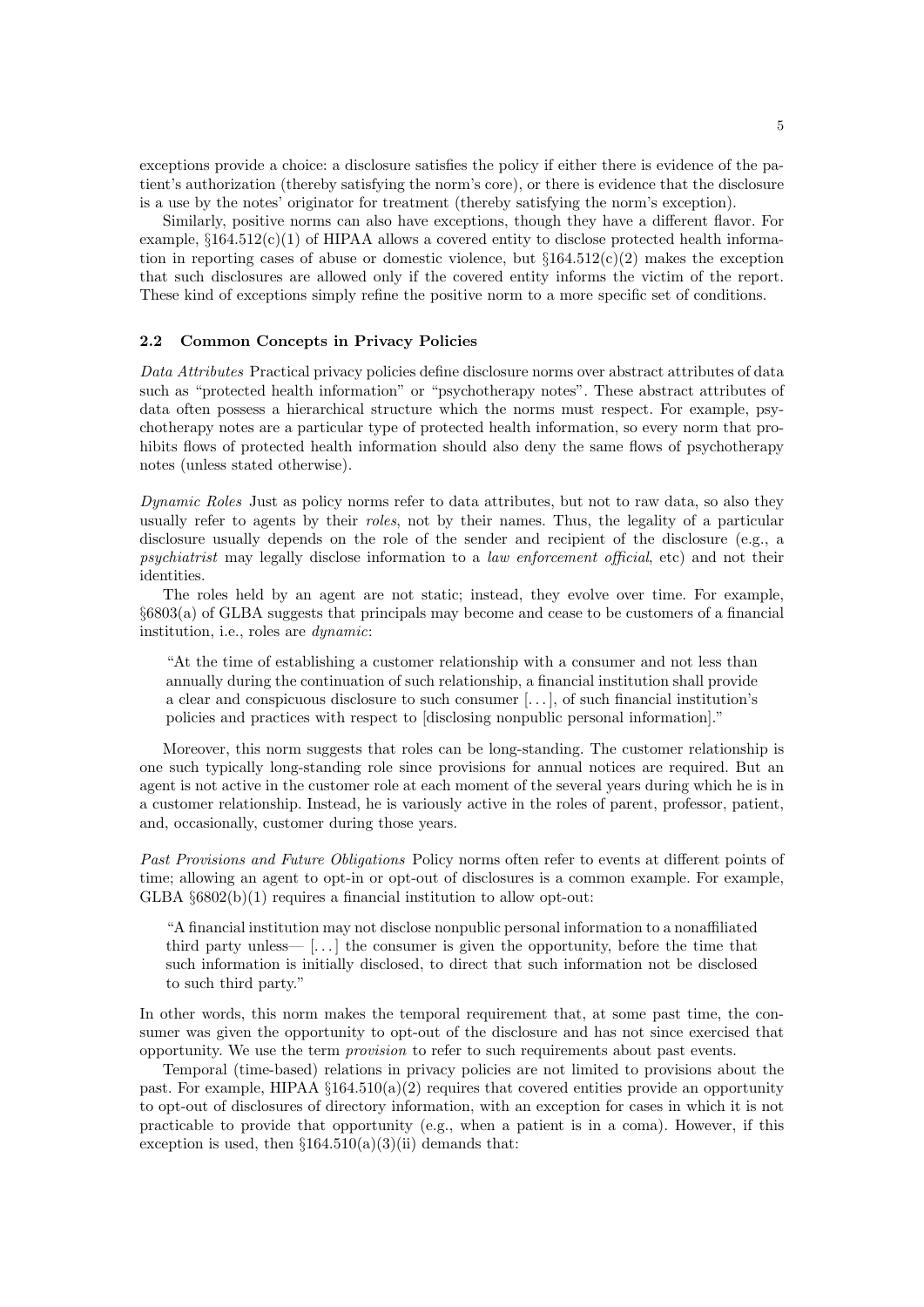exceptions provide a choice: a disclosure satisfies the policy if either there is evidence of the patient's authorization (thereby satisfying the norm's core), or there is evidence that the disclosure is a use by the notes' originator for treatment (thereby satisfying the norm's exception).

Similarly, positive norms can also have exceptions, though they have a different flavor. For example, §164.512(c)(1) of HIPAA allows a covered entity to disclose protected health information in reporting cases of abuse or domestic violence, but §164.512(c)(2) makes the exception that such disclosures are allowed only if the covered entity informs the victim of the report. These kind of exceptions simply refine the positive norm to a more specific set of conditions.

### 2.2 Common Concepts in Privacy Policies

*Data Attributes* Practical privacy policies define disclosure norms over abstract attributes of data such as "protected health information" or "psychotherapy notes". These abstract attributes of data often possess a hierarchical structure which the norms must respect. For example, psychotherapy notes are a particular type of protected health information, so every norm that prohibits flows of protected health information should also deny the same flows of psychotherapy notes (unless stated otherwise).

*Dynamic Roles* Just as policy norms refer to data attributes, but not to raw data, so also they usually refer to agents by their *roles*, not by their names. Thus, the legality of a particular disclosure usually depends on the role of the sender and recipient of the disclosure (e.g., a *psychiatrist* may legally disclose information to a *law enforcement official*, etc) and not their identities.

The roles held by an agent are not static; instead, they evolve over time. For example, §6803(a) of GLBA suggests that principals may become and cease to be customers of a financial institution, i.e., roles are *dynamic*:

> "At the time of establishing a customer relationship with a consumer and not less than annually during the continuation of such relationship, a financial institution shall provide a clear and conspicuous disclosure to such consumer [...], of such financial institution's policies and practices with respect to [disclosing nonpublic personal information]."

Moreover, this norm suggests that roles can be long-standing. The customer relationship is one such typically long-standing role since provisions for annual notices are required. But an agent is not active in the customer role at each moment of the several years during which he is in a customer relationship. Instead, he is variously active in the roles of parent, professor, patient, and, occasionally, customer during those years.

*Past Provisions and Future Obligations* Policy norms often refer to events at different points of time; allowing an agent to opt-in or opt-out of disclosures is a common example. For example, GLBA §6802(b)(1) requires a financial institution to allow opt-out:

> "A financial institution may not disclose nonpublic personal information to a nonaffiliated third party unless— [...] the consumer is given the opportunity, before the time that such information is initially disclosed, to direct that such information not be disclosed to such third party."

In other words, this norm makes the temporal requirement that, at some past time, the consumer was given the opportunity to opt-out of the disclosure and has not since exercised that opportunity. We use the term *provision* to refer to such requirements about past events.

Temporal (time-based) relations in privacy policies are not limited to provisions about the past. For example, HIPAA §164.510(a)(2) requires that covered entities provide an opportunity to opt-out of disclosures of directory information, with an exception for cases in which it is not practicable to provide that opportunity (e.g., when a patient is in a coma). However, if this exception is used, then §164.510(a)(3)(ii) demands that: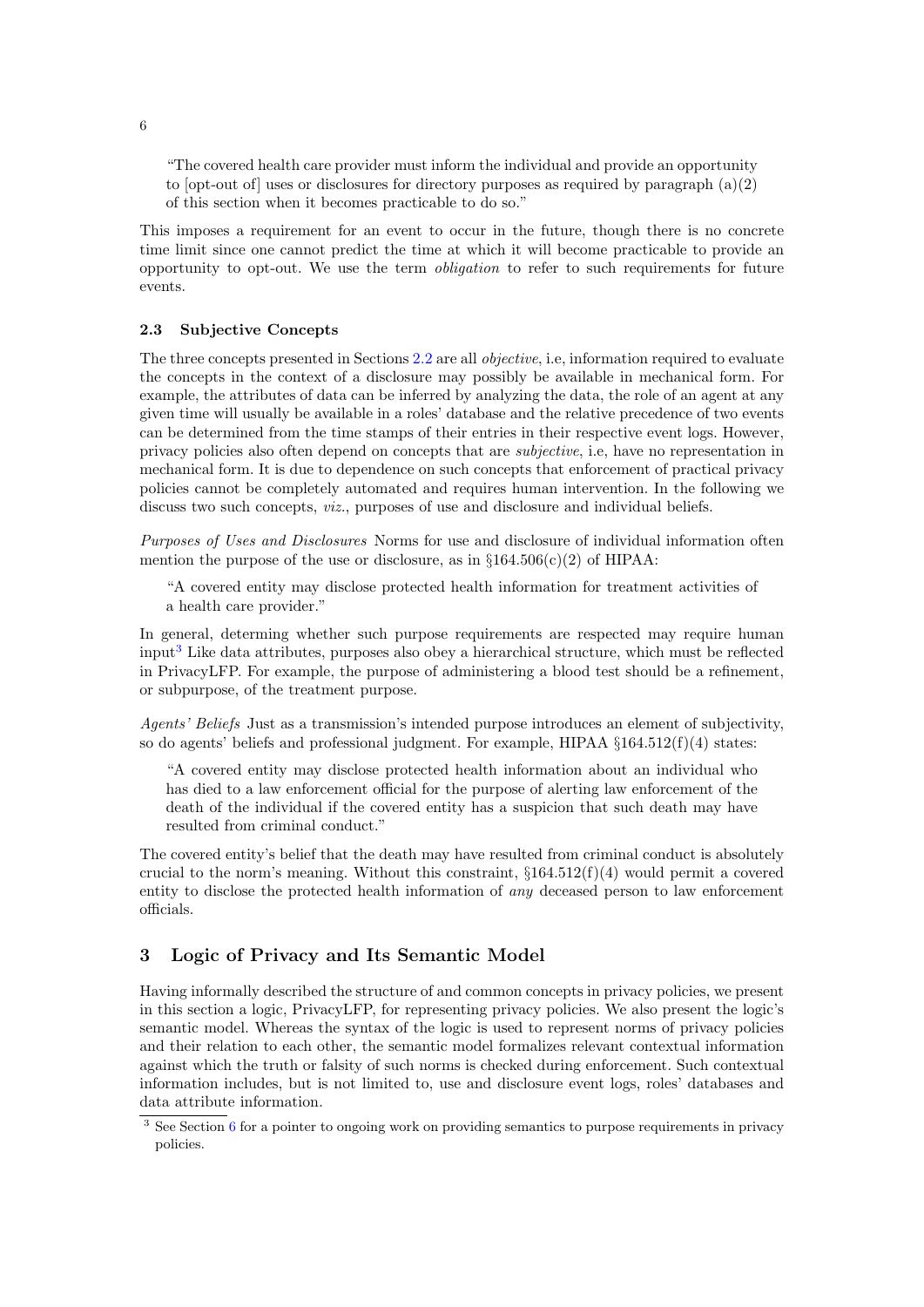"The covered health care provider must inform the individual and provide an opportunity to [opt-out of] uses or disclosures for directory purposes as required by paragraph (a)(2) of this section when it becomes practicable to do so."

This imposes a requirement for an event to occur in the future, though there is no concrete time limit since one cannot predict the time at which it will become practicable to provide an opportunity to opt-out. We use the term *obligation* to refer to such requirements for future events.

### 2.3 Subjective Concepts

The three concepts presented in Sections 2.2 are all *objective*, i.e, information required to evaluate the concepts in the context of a disclosure may possibly be available in mechanical form. For example, the attributes of data can be inferred by analyzing the data, the role of an agent at any given time will usually be available in a roles' database and the relative precedence of two events can be determined from the time stamps of their entries in their respective event logs. However, privacy policies also often depend on concepts that are *subjective*, i.e, have no representation in mechanical form. It is due to dependence on such concepts that enforcement of practical privacy policies cannot be completely automated and requires human intervention. In the following we discuss two such concepts, *viz.*, purposes of use and disclosure and individual beliefs.

*Purposes of Uses and Disclosures* Norms for use and disclosure of individual information often mention the purpose of the use or disclosure, as in §164.506(c)(2) of HIPAA:

"A covered entity may disclose protected health information for treatment activities of a health care provider."

In general, determing whether such purpose requirements are respected may require human input[3] Like data attributes, purposes also obey a hierarchical structure, which must be reflected in PrivacyLFP. For example, the purpose of administering a blood test should be a refinement, or subpurpose, of the treatment purpose.

*Agents' Beliefs* Just as a transmission's intended purpose introduces an element of subjectivity, so do agents' beliefs and professional judgment. For example, HIPAA §164.512(f)(4) states:

"A covered entity may disclose protected health information about an individual who has died to a law enforcement official for the purpose of alerting law enforcement of the death of the individual if the covered entity has a suspicion that such death may have resulted from criminal conduct."

The covered entity's belief that the death may have resulted from criminal conduct is absolutely crucial to the norm's meaning. Without this constraint, §164.512(f)(4) would permit a covered entity to disclose the protected health information of *any* deceased person to law enforcement officials.

## 3 Logic of Privacy and Its Semantic Model

Having informally described the structure of and common concepts in privacy policies, we present in this section a logic, PrivacyLFP, for representing privacy policies. We also present the logic's semantic model. Whereas the syntax of the logic is used to represent norms of privacy policies and their relation to each other, the semantic model formalizes relevant contextual information against which the truth or falsity of such norms is checked during enforcement. Such contextual information includes, but is not limited to, use and disclosure event logs, roles' databases and data attribute information.

[3] See Section 6 for a pointer to ongoing work on providing semantics to purpose requirements in privacy policies.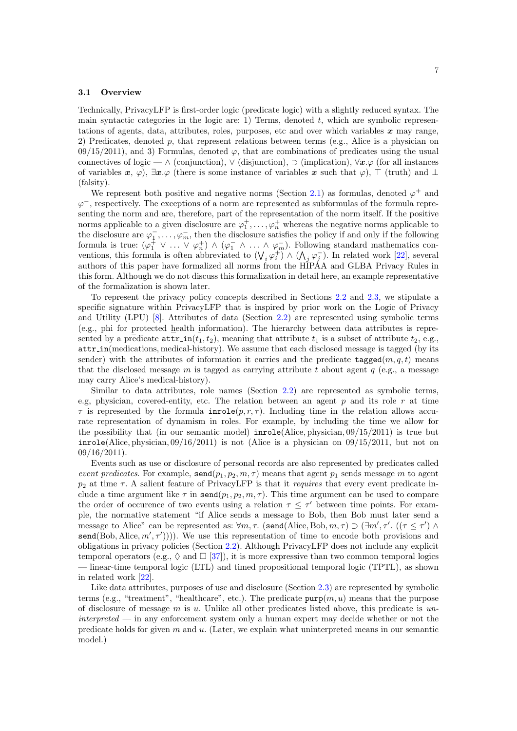### 3.1 Overview

Technically, PrivacyLFP is first-order logic (predicate logic) with a slightly reduced syntax. The main syntactic categories in the logic are: 1) Terms, denoted $t$, which are symbolic representations of agents, data, attributes, roles, purposes, etc and over which variables $\boldsymbol{x}$ may range, 2) Predicates, denoted $p$, that represent relations between terms (e.g., Alice is a physician on 09/15/2011), and 3) Formulas, denoted $\varphi$, that are combinations of predicates using the usual connectives of logic — $\wedge$ (conjunction), $\vee$ (disjunction), $\supset$ (implication), $\forall \boldsymbol{x}.\varphi$ (for all instances of variables $\boldsymbol{x}$, $\varphi$), $\exists \boldsymbol{x}.\varphi$ (there is some instance of variables $\boldsymbol{x}$ such that $\varphi$), $\top$ (truth) and $\bot$ (falsity).

We represent both positive and negative norms (Section 2.1) as formulas, denoted $\varphi^+$ and $\varphi^-$, respectively. The exceptions of a norm are represented as subformulas of the formula representing the norm and are, therefore, part of the representation of the norm itself. If the positive norms applicable to a given disclosure are $\varphi_1^+, \ldots, \varphi_n^+$ whereas the negative norms applicable to the disclosure are $\varphi_1^-, \ldots, \varphi_m^-$, then the disclosure satisfies the policy if and only if the following formula is true: $(\varphi_1^+ \vee \ldots \vee \varphi_n^+) \wedge (\varphi_1^- \wedge \ldots \wedge \varphi_m^-)$. Following standard mathematics conventions, this formula is often abbreviated to $(\bigvee_i \varphi_i^+) \wedge (\bigwedge_j \varphi_j^-)$. In related work [22], several authors of this paper have formalized all norms from the HIPAA and GLBA Privacy Rules in this form. Although we do not discuss this formalization in detail here, an example representative of the formalization is shown later.

To represent the privacy policy concepts described in Sections 2.2 and 2.3, we stipulate a specific signature within PrivacyLFP that is inspired by prior work on the Logic of Privacy and Utility (LPU) [8]. Attributes of data (Section 2.2) are represented using symbolic terms (e.g., phi for protected health information). The hierarchy between data attributes is represented by a predicate $\texttt{attr\_in}(t_1, t_2)$, meaning that attribute $t_1$ is a subset of attribute $t_2$, e.g., $\texttt{attr\_in}(\text{medications}, \text{medical-history})$. We assume that each disclosed message is tagged (by its sender) with the attributes of information it carries and the predicate $\texttt{tagged}(m, q, t)$ means that the disclosed message $m$ is tagged as carrying attribute $t$ about agent $q$ (e.g., a message may carry Alice's medical-history).

Similar to data attributes, role names (Section 2.2) are represented as symbolic terms, e.g, physician, covered-entity, etc. The relation between an agent $p$ and its role $r$ at time $\tau$ is represented by the formula $\texttt{inrole}(p, r, \tau)$. Including time in the relation allows accurate representation of dynamism in roles. For example, by including the time we allow for the possibility that (in our semantic model) $\texttt{inrole}(\text{Alice}, \text{physician}, 09/15/2011)$ is true but $\texttt{inrole}(\text{Alice}, \text{physician}, 09/16/2011)$ is not (Alice is a physician on 09/15/2011, but not on 09/16/2011).

Events such as use or disclosure of personal records are also represented by predicates called *event predicates*. For example, $\texttt{send}(p_1, p_2, m, \tau)$ means that agent $p_1$ sends message $m$ to agent $p_2$ at time $\tau$. A salient feature of PrivacyLFP is that it *requires* that every event predicate include a time argument like $\tau$ in $\texttt{send}(p_1, p_2, m, \tau)$. This time argument can be used to compare the order of occurence of two events using a relation $\tau \leq \tau'$ between time points. For example, the normative statement "if Alice sends a message to Bob, then Bob must later send a message to Alice" can be represented as: $\forall m, \tau.\ (\texttt{send}(\text{Alice}, \text{Bob}, m, \tau) \supset (\exists m', \tau'.\ ((\tau \leq \tau') \wedge \texttt{send}(\text{Bob}, \text{Alice}, m', \tau'))))$. We use this representation of time to encode both provisions and obligations in privacy policies (Section 2.2). Although PrivacyLFP does not include any explicit temporal operators (e.g., $\Diamond$ and $\Box$ [37]), it is more expressive than two common temporal logics — linear-time temporal logic (LTL) and timed propositional temporal logic (TPTL), as shown in related work [22].

Like data attributes, purposes of use and disclosure (Section 2.3) are represented by symbolic terms (e.g., "treatment", "healthcare", etc.). The predicate $\texttt{purp}(m, u)$ means that the purpose of disclosure of message $m$ is $u$. Unlike all other predicates listed above, this predicate is *uninterpreted* — in any enforcement system only a human expert may decide whether or not the predicate holds for given $m$ and $u$. (Later, we explain what uninterpreted means in our semantic model.)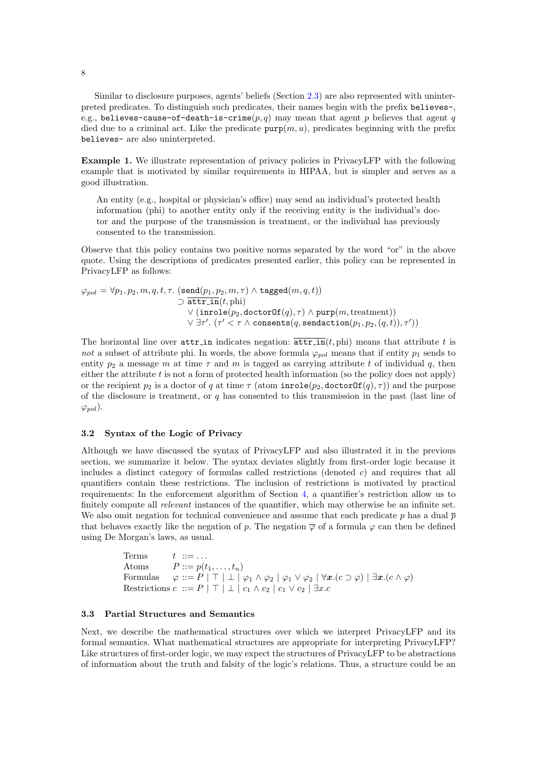Similar to disclosure purposes, agents' beliefs (Section 2.3) are also represented with uninterpreted predicates. To distinguish such predicates, their names begin with the prefix `believes-`, e.g., $\texttt{believes-cause-of-death-is-crime}(p, q)$ may mean that agent $p$ believes that agent $q$ died due to a criminal act. Like the predicate $\texttt{purp}(m, u)$, predicates beginning with the prefix `believes-` are also uninterpreted.

**Example 1.** We illustrate representation of privacy policies in PrivacyLFP with the following example that is motivated by similar requirements in HIPAA, but is simpler and serves as a good illustration.

> An entity (e.g., hospital or physician's office) may send an individual's protected health information (phi) to another entity only if the receiving entity is the individual's doctor and the purpose of the transmission is treatment, or the individual has previously consented to the transmission.

Observe that this policy contains two positive norms separated by the word "or" in the above quote. Using the descriptions of predicates presented earlier, this policy can be represented in PrivacyLFP as follows:

$$
\begin{aligned}
\varphi_{pol} = \forall p_1, p_2, m, q, t, \tau.\ & (\texttt{send}(p_1, p_2, m, \tau) \wedge \texttt{tagged}(m, q, t)) \\
& \supset \overline{\texttt{attr\_in}}(t, \text{phi}) \\
& \quad \vee (\texttt{inrole}(p_2, \texttt{doctorOf}(q), \tau) \wedge \texttt{purp}(m, \text{treatment})) \\
& \quad \vee \exists \tau'.\ (\tau' < \tau \wedge \texttt{consents}(q, \texttt{sendaction}(p_1, p_2, (q, t)), \tau'))
\end{aligned}
$$

The horizontal line over `attr_in` indicates negation: $\overline{\texttt{attr\_in}}(t, \text{phi})$ means that attribute $t$ is *not* a subset of attribute phi. In words, the above formula $\varphi_{pol}$ means that if entity $p_1$ sends to entity $p_2$ a message $m$ at time $\tau$ and $m$ is tagged as carrying attribute $t$ of individual $q$, then either the attribute $t$ is not a form of protected health information (so the policy does not apply) or the recipient $p_2$ is a doctor of $q$ at time $\tau$ (atom $\texttt{inrole}(p_2, \texttt{doctorOf}(q), \tau)$) and the purpose of the disclosure is treatment, or $q$ has consented to this transmission in the past (last line of $\varphi_{pol}$).

### 3.2 Syntax of the Logic of Privacy

Although we have discussed the syntax of PrivacyLFP and also illustrated it in the previous section, we summarize it below. The syntax deviates slightly from first-order logic because it includes a distinct category of formulas called restrictions (denoted $c$) and requires that all quantifiers contain these restrictions. The inclusion of restrictions is motivated by practical requirements: In the enforcement algorithm of Section 4, a quantifier's restriction allow us to finitely compute all *relevant* instances of the quantifier, which may otherwise be an infinite set. We also omit negation for technical convenience and assume that each predicate $p$ has a dual $\overline{p}$ that behaves exactly like the negation of $p$. The negation $\overline{\varphi}$ of a formula $\varphi$ can then be defined using De Morgan's laws, as usual.

$$
\begin{array}{lll}
\text{Terms} & t & ::= \ldots \\
\text{Atoms} & P & ::= p(t_1, \ldots, t_n) \\
\text{Formulas} & \varphi & ::= P \mid \top \mid \bot \mid \varphi_1 \wedge \varphi_2 \mid \varphi_1 \vee \varphi_2 \mid \forall \boldsymbol{x}.(c \supset \varphi) \mid \exists \boldsymbol{x}.(c \wedge \varphi) \\
\text{Restrictions} & c & ::= P \mid \top \mid \bot \mid c_1 \wedge c_2 \mid c_1 \vee c_2 \mid \exists x.c
\end{array}
$$

### 3.3 Partial Structures and Semantics

Next, we describe the mathematical structures over which we interpret PrivacyLFP and its formal semantics. What mathematical structures are appropriate for interpreting PrivacyLFP? Like structures of first-order logic, we may expect the structures of PrivacyLFP to be abstractions of information about the truth and falsity of the logic's relations. Thus, a structure could be an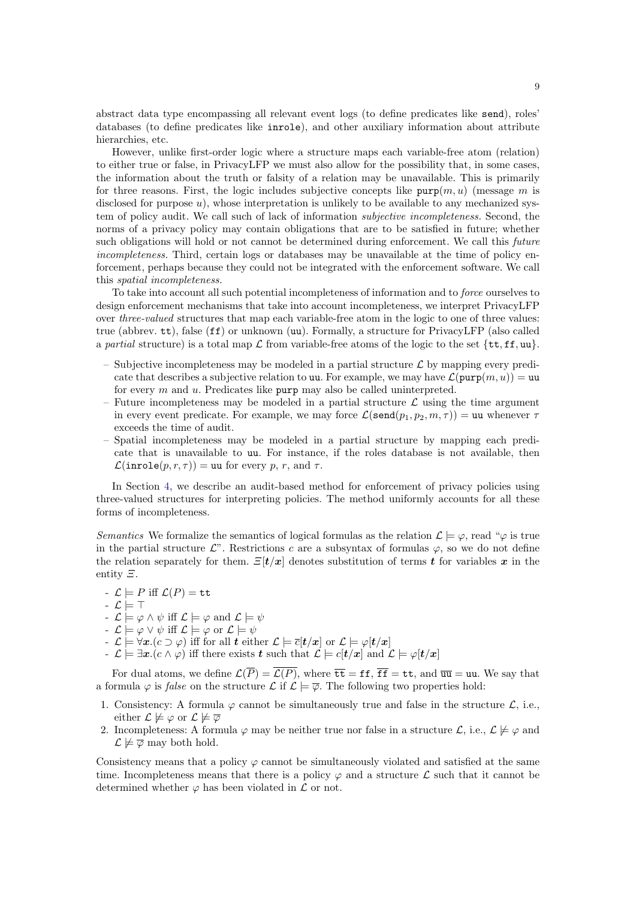abstract data type encompassing all relevant event logs (to define predicates like send), roles' databases (to define predicates like inrole), and other auxiliary information about attribute hierarchies, etc.

However, unlike first-order logic where a structure maps each variable-free atom (relation) to either true or false, in PrivacyLFP we must also allow for the possibility that, in some cases, the information about the truth or falsity of a relation may be unavailable. This is primarily for three reasons. First, the logic includes subjective concepts like $\mathtt{purp}(m, u)$ (message $m$ is disclosed for purpose $u$), whose interpretation is unlikely to be available to any mechanized system of policy audit. We call such of lack of information *subjective incompleteness*. Second, the norms of a privacy policy may contain obligations that are to be satisfied in future; whether such obligations will hold or not cannot be determined during enforcement. We call this *future incompleteness*. Third, certain logs or databases may be unavailable at the time of policy enforcement, perhaps because they could not be integrated with the enforcement software. We call this *spatial incompleteness*.

To take into account all such potential incompleteness of information and to *force* ourselves to design enforcement mechanisms that take into account incompleteness, we interpret PrivacyLFP over *three-valued* structures that map each variable-free atom in the logic to one of three values: true (abbrev. $\mathtt{tt}$), false ($\mathtt{ff}$) or unknown ($\mathtt{uu}$). Formally, a structure for PrivacyLFP (also called a *partial* structure) is a total map $\mathcal{L}$ from variable-free atoms of the logic to the set $\{\mathtt{tt}, \mathtt{ff}, \mathtt{uu}\}$.

- Subjective incompleteness may be modeled in a partial structure $\mathcal{L}$ by mapping every predicate that describes a subjective relation to $\mathtt{uu}$. For example, we may have $\mathcal{L}(\mathtt{purp}(m, u)) = \mathtt{uu}$ for every $m$ and $u$. Predicates like purp may also be called uninterpreted.
- Future incompleteness may be modeled in a partial structure $\mathcal{L}$ using the time argument in every event predicate. For example, we may force $\mathcal{L}(\mathtt{send}(p_1, p_2, m, \tau)) = \mathtt{uu}$ whenever $\tau$ exceeds the time of audit.
- Spatial incompleteness may be modeled in a partial structure by mapping each predicate that is unavailable to $\mathtt{uu}$. For instance, if the roles database is not available, then $\mathcal{L}(\mathtt{inrole}(p, r, \tau)) = \mathtt{uu}$ for every $p$, $r$, and $\tau$.

In Section 4, we describe an audit-based method for enforcement of privacy policies using three-valued structures for interpreting policies. The method uniformly accounts for all these forms of incompleteness.

*Semantics* We formalize the semantics of logical formulas as the relation $\mathcal{L} \models \varphi$, read "$\varphi$ is true in the partial structure $\mathcal{L}$". Restrictions $c$ are a subsyntax of formulas $\varphi$, so we do not define the relation separately for them. $\Xi[\boldsymbol{t}/\boldsymbol{x}]$ denotes substitution of terms $\boldsymbol{t}$ for variables $\boldsymbol{x}$ in the entity $\Xi$.

- $\mathcal{L} \models P$ iff $\mathcal{L}(P) = \mathtt{tt}$
- $\mathcal{L} \models \top$
- $\mathcal{L} \models \varphi \wedge \psi$ iff $\mathcal{L} \models \varphi$ and $\mathcal{L} \models \psi$
- $\mathcal{L} \models \varphi \vee \psi$ iff $\mathcal{L} \models \varphi$ or $\mathcal{L} \models \psi$
- $\mathcal{L} \models \forall \boldsymbol{x}.(c \supset \varphi)$ iff for all $\boldsymbol{t}$ either $\mathcal{L} \models \overline{c}[\boldsymbol{t}/\boldsymbol{x}]$ or $\mathcal{L} \models \varphi[\boldsymbol{t}/\boldsymbol{x}]$
- $\mathcal{L} \models \exists \boldsymbol{x}.(c \wedge \varphi)$ iff there exists $\boldsymbol{t}$ such that $\mathcal{L} \models c[\boldsymbol{t}/\boldsymbol{x}]$ and $\mathcal{L} \models \varphi[\boldsymbol{t}/\boldsymbol{x}]$

For dual atoms, we define $\mathcal{L}(\overline{P}) = \overline{\mathcal{L}(P)}$, where $\overline{\mathtt{tt}} = \mathtt{ff}$, $\overline{\mathtt{ff}} = \mathtt{tt}$, and $\overline{\mathtt{uu}} = \mathtt{uu}$. We say that a formula $\varphi$ is *false* on the structure $\mathcal{L}$ if $\mathcal{L} \models \overline{\varphi}$. The following two properties hold:

1. Consistency: A formula $\varphi$ cannot be simultaneously true and false in the structure $\mathcal{L}$, i.e., either $\mathcal{L} \not\models \varphi$ or $\mathcal{L} \not\models \overline{\varphi}$
2. Incompleteness: A formula $\varphi$ may be neither true nor false in a structure $\mathcal{L}$, i.e., $\mathcal{L} \not\models \varphi$ and $\mathcal{L} \not\models \overline{\varphi}$ may both hold.

Consistency means that a policy $\varphi$ cannot be simultaneously violated and satisfied at the same time. Incompleteness means that there is a policy $\varphi$ and a structure $\mathcal{L}$ such that it cannot be determined whether $\varphi$ has been violated in $\mathcal{L}$ or not.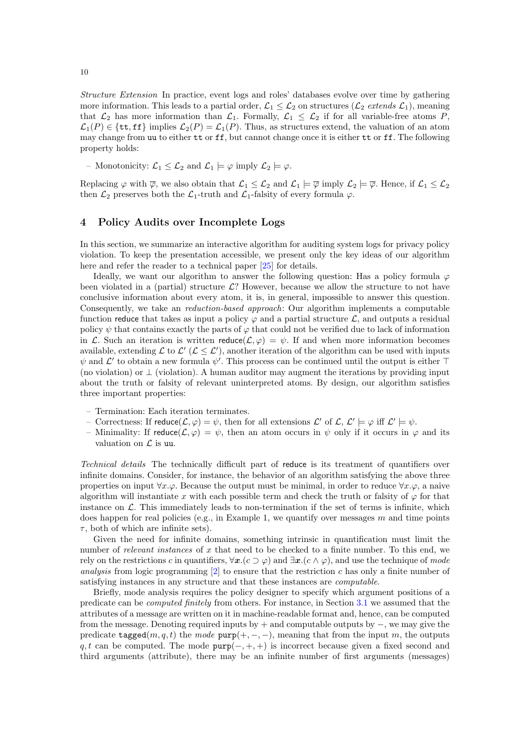*Structure Extension* In practice, event logs and roles' databases evolve over time by gathering more information. This leads to a partial order, $\mathcal{L}_1 \leq \mathcal{L}_2$ on structures ($\mathcal{L}_2$ *extends* $\mathcal{L}_1$), meaning that $\mathcal{L}_2$ has more information than $\mathcal{L}_1$. Formally, $\mathcal{L}_1 \leq \mathcal{L}_2$ if for all variable-free atoms $P$, $\mathcal{L}_1(P) \in \{\mathtt{tt}, \mathtt{ff}\}$ implies $\mathcal{L}_2(P) = \mathcal{L}_1(P)$. Thus, as structures extend, the valuation of an atom may change from uu to either tt or ff, but cannot change once it is either tt or ff. The following property holds:

– Monotonicity: $\mathcal{L}_1 \leq \mathcal{L}_2$ and $\mathcal{L}_1 \models \varphi$ imply $\mathcal{L}_2 \models \varphi$.

Replacing $\varphi$ with $\overline{\varphi}$, we also obtain that $\mathcal{L}_1 \leq \mathcal{L}_2$ and $\mathcal{L}_1 \models \overline{\varphi}$ imply $\mathcal{L}_2 \models \overline{\varphi}$. Hence, if $\mathcal{L}_1 \leq \mathcal{L}_2$ then $\mathcal{L}_2$ preserves both the $\mathcal{L}_1$-truth and $\mathcal{L}_1$-falsity of every formula $\varphi$.

## 4 Policy Audits over Incomplete Logs

In this section, we summarize an interactive algorithm for auditing system logs for privacy policy violation. To keep the presentation accessible, we present only the key ideas of our algorithm here and refer the reader to a technical paper [25] for details.

Ideally, we want our algorithm to answer the following question: Has a policy formula $\varphi$ been violated in a (partial) structure $\mathcal{L}$? However, because we allow the structure to not have conclusive information about every atom, it is, in general, impossible to answer this question. Consequently, we take an *reduction-based approach*: Our algorithm implements a computable function reduce that takes as input a policy $\varphi$ and a partial structure $\mathcal{L}$, and outputs a residual policy $\psi$ that contains exactly the parts of $\varphi$ that could not be verified due to lack of information in $\mathcal{L}$. Such an iteration is written $\mathsf{reduce}(\mathcal{L}, \varphi) = \psi$. If and when more information becomes available, extending $\mathcal{L}$ to $\mathcal{L}'$ ($\mathcal{L} \leq \mathcal{L}'$), another iteration of the algorithm can be used with inputs $\psi$ and $\mathcal{L}'$ to obtain a new formula $\psi'$. This process can be continued until the output is either $\top$ (no violation) or $\bot$ (violation). A human auditor may augment the iterations by providing input about the truth or falsity of relevant uninterpreted atoms. By design, our algorithm satisfies three important properties:

– Termination: Each iteration terminates.
– Correctness: If $\mathsf{reduce}(\mathcal{L}, \varphi) = \psi$, then for all extensions $\mathcal{L}'$ of $\mathcal{L}$, $\mathcal{L}' \models \varphi$ iff $\mathcal{L}' \models \psi$.
– Minimality: If $\mathsf{reduce}(\mathcal{L}, \varphi) = \psi$, then an atom occurs in $\psi$ only if it occurs in $\varphi$ and its valuation on $\mathcal{L}$ is uu.

*Technical details* The technically difficult part of reduce is its treatment of quantifiers over infinite domains. Consider, for instance, the behavior of an algorithm satisfying the above three properties on input $\forall x.\varphi$. Because the output must be minimal, in order to reduce $\forall x.\varphi$, a naive algorithm will instantiate $x$ with each possible term and check the truth or falsity of $\varphi$ for that instance on $\mathcal{L}$. This immediately leads to non-termination if the set of terms is infinite, which does happen for real policies (e.g., in Example 1, we quantify over messages $m$ and time points $\tau$, both of which are infinite sets).

Given the need for infinite domains, something intrinsic in quantification must limit the number of *relevant instances* of $x$ that need to be checked to a finite number. To this end, we rely on the restrictions $c$ in quantifiers, $\forall \boldsymbol{x}.(c \supset \varphi)$ and $\exists \boldsymbol{x}.(c \wedge \varphi)$, and use the technique of *mode analysis* from logic programming [2] to ensure that the restriction $c$ has only a finite number of satisfying instances in any structure and that these instances are *computable*.

Briefly, mode analysis requires the policy designer to specify which argument positions of a predicate can be *computed finitely* from others. For instance, in Section 3.1 we assumed that the attributes of a message are written on it in machine-readable format and, hence, can be computed from the message. Denoting required inputs by $+$ and computable outputs by $-$, we may give the predicate $\mathtt{tagged}(m, q, t)$ the *mode* $\mathtt{purp}(+, -, -)$, meaning that from the input $m$, the outputs $q, t$ can be computed. The mode $\mathtt{purp}(-, +, +)$ is incorrect because given a fixed second and third arguments (attribute), there may be an infinite number of first arguments (messages)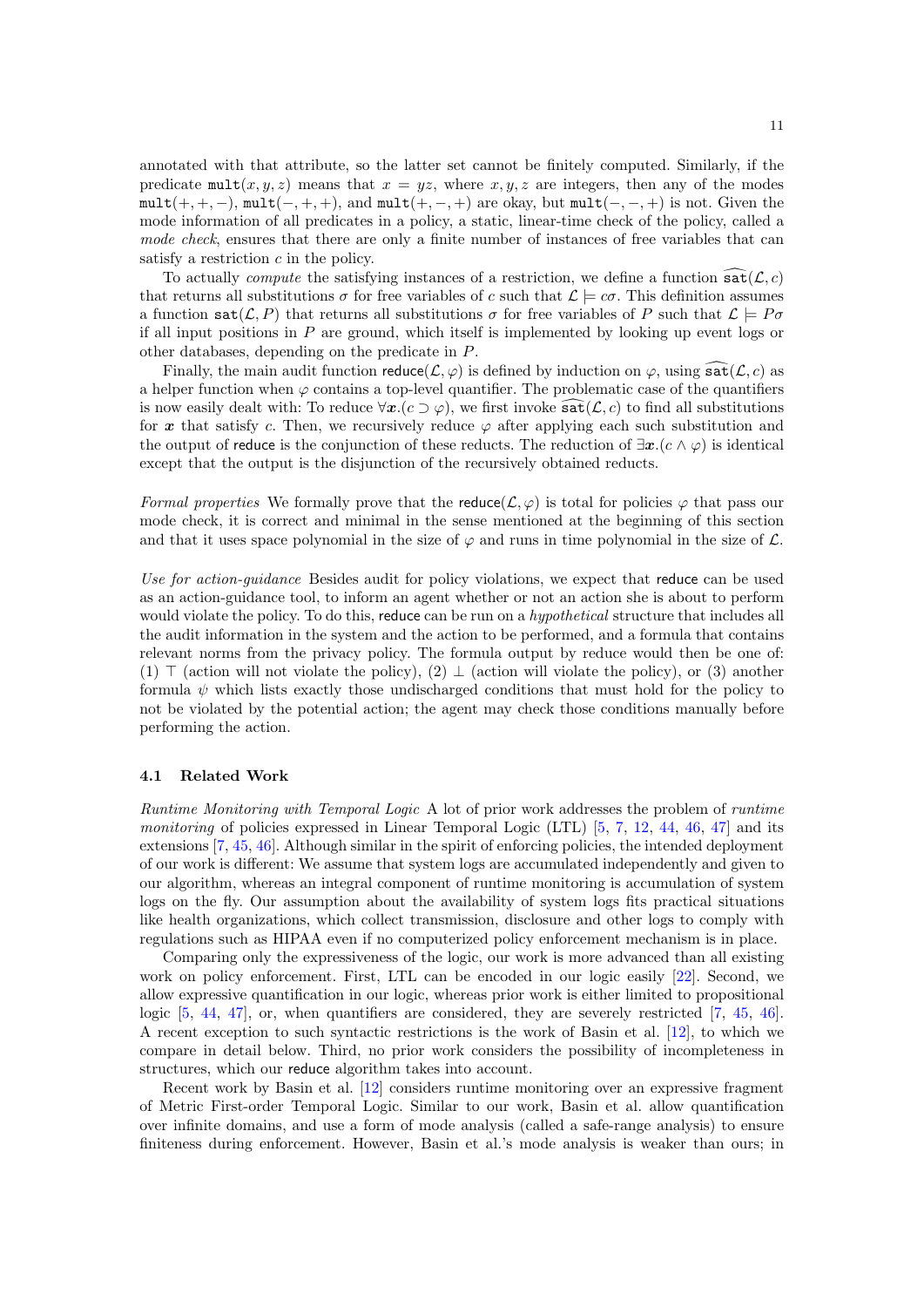annotated with that attribute, so the latter set cannot be finitely computed. Similarly, if the predicate $\mathtt{mult}(x, y, z)$ means that $x = yz$, where $x, y, z$ are integers, then any of the modes $\mathtt{mult}(+, +, -)$, $\mathtt{mult}(-, +, +)$, and $\mathtt{mult}(+, -, +)$ are okay, but $\mathtt{mult}(-, -, +)$ is not. Given the mode information of all predicates in a policy, a static, linear-time check of the policy, called a *mode check*, ensures that there are only a finite number of instances of free variables that can satisfy a restriction $c$ in the policy.

To actually *compute* the satisfying instances of a restriction, we define a function $\widehat{\mathtt{sat}}(\mathcal{L}, c)$ that returns all substitutions $\sigma$ for free variables of $c$ such that $\mathcal{L} \models c\sigma$. This definition assumes a function $\mathtt{sat}(\mathcal{L}, P)$ that returns all substitutions $\sigma$ for free variables of $P$ such that $\mathcal{L} \models P\sigma$ if all input positions in $P$ are ground, which itself is implemented by looking up event logs or other databases, depending on the predicate in $P$.

Finally, the main audit function $\mathsf{reduce}(\mathcal{L}, \varphi)$ is defined by induction on $\varphi$, using $\widehat{\mathtt{sat}}(\mathcal{L}, c)$ as a helper function when $\varphi$ contains a top-level quantifier. The problematic case of the quantifiers is now easily dealt with: To reduce $\forall \boldsymbol{x}.(c \supset \varphi)$, we first invoke $\widehat{\mathtt{sat}}(\mathcal{L}, c)$ to find all substitutions for $\boldsymbol{x}$ that satisfy $c$. Then, we recursively reduce $\varphi$ after applying each such substitution and the output of $\mathsf{reduce}$ is the conjunction of these reducts. The reduction of $\exists \boldsymbol{x}.(c \wedge \varphi)$ is identical except that the output is the disjunction of the recursively obtained reducts.

*Formal properties* We formally prove that the $\mathsf{reduce}(\mathcal{L}, \varphi)$ is total for policies $\varphi$ that pass our mode check, it is correct and minimal in the sense mentioned at the beginning of this section and that it uses space polynomial in the size of $\varphi$ and runs in time polynomial in the size of $\mathcal{L}$.

*Use for action-guidance* Besides audit for policy violations, we expect that $\mathsf{reduce}$ can be used as an action-guidance tool, to inform an agent whether or not an action she is about to perform would violate the policy. To do this, $\mathsf{reduce}$ can be run on a *hypothetical* structure that includes all the audit information in the system and the action to be performed, and a formula that contains relevant norms from the privacy policy. The formula output by reduce would then be one of: (1) $\top$ (action will not violate the policy), (2) $\bot$ (action will violate the policy), or (3) another formula $\psi$ which lists exactly those undischarged conditions that must hold for the policy to not be violated by the potential action; the agent may check those conditions manually before performing the action.

### 4.1 Related Work

*Runtime Monitoring with Temporal Logic* A lot of prior work addresses the problem of *runtime monitoring* of policies expressed in Linear Temporal Logic (LTL) [5, 7, 12, 44, 46, 47] and its extensions [7, 45, 46]. Although similar in the spirit of enforcing policies, the intended deployment of our work is different: We assume that system logs are accumulated independently and given to our algorithm, whereas an integral component of runtime monitoring is accumulation of system logs on the fly. Our assumption about the availability of system logs fits practical situations like health organizations, which collect transmission, disclosure and other logs to comply with regulations such as HIPAA even if no computerized policy enforcement mechanism is in place.

Comparing only the expressiveness of the logic, our work is more advanced than all existing work on policy enforcement. First, LTL can be encoded in our logic easily [22]. Second, we allow expressive quantification in our logic, whereas prior work is either limited to propositional logic [5, 44, 47], or, when quantifiers are considered, they are severely restricted [7, 45, 46]. A recent exception to such syntactic restrictions is the work of Basin et al. [12], to which we compare in detail below. Third, no prior work considers the possibility of incompleteness in structures, which our $\mathsf{reduce}$ algorithm takes into account.

Recent work by Basin et al. [12] considers runtime monitoring over an expressive fragment of Metric First-order Temporal Logic. Similar to our work, Basin et al. allow quantification over infinite domains, and use a form of mode analysis (called a safe-range analysis) to ensure finiteness during enforcement. However, Basin et al.'s mode analysis is weaker than ours; in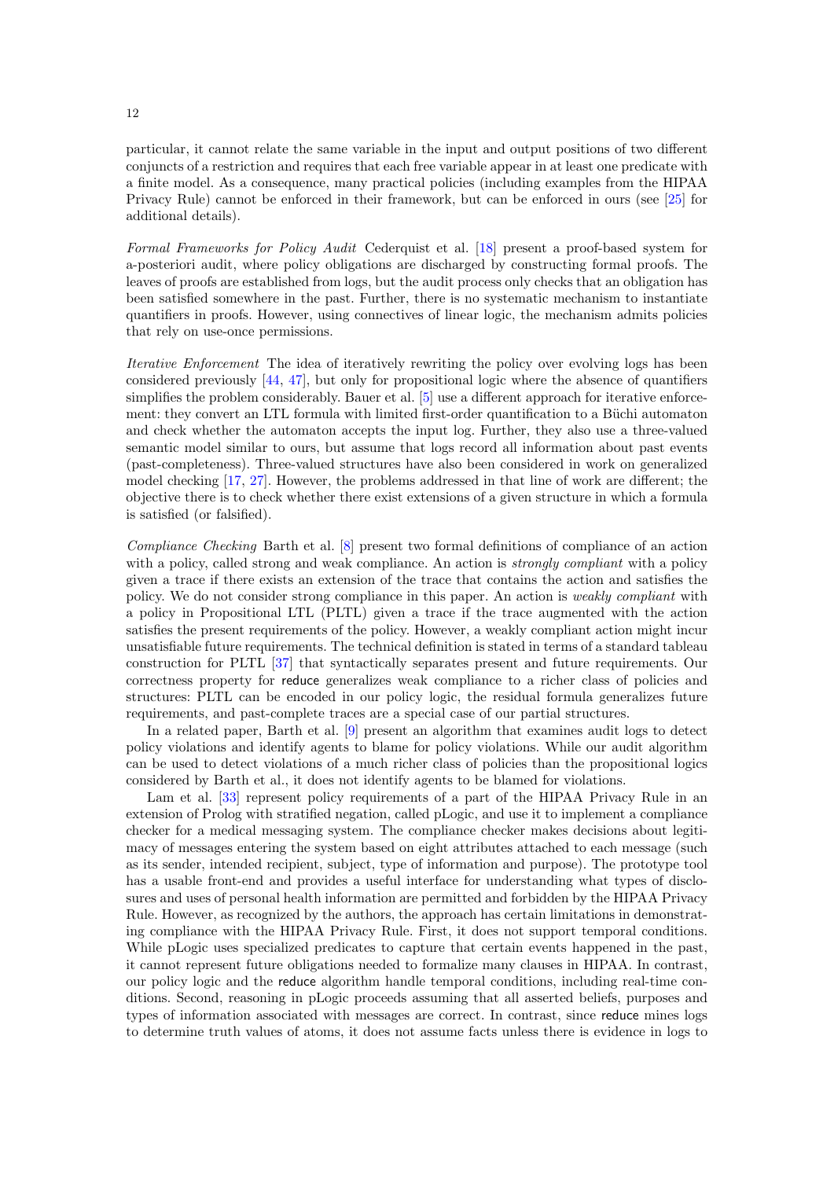particular, it cannot relate the same variable in the input and output positions of two different conjuncts of a restriction and requires that each free variable appear in at least one predicate with a finite model. As a consequence, many practical policies (including examples from the HIPAA Privacy Rule) cannot be enforced in their framework, but can be enforced in ours (see [25] for additional details).

*Formal Frameworks for Policy Audit* Cederquist et al. [18] present a proof-based system for a-posteriori audit, where policy obligations are discharged by constructing formal proofs. The leaves of proofs are established from logs, but the audit process only checks that an obligation has been satisfied somewhere in the past. Further, there is no systematic mechanism to instantiate quantifiers in proofs. However, using connectives of linear logic, the mechanism admits policies that rely on use-once permissions.

*Iterative Enforcement* The idea of iteratively rewriting the policy over evolving logs has been considered previously [44, 47], but only for propositional logic where the absence of quantifiers simplifies the problem considerably. Bauer et al. [5] use a different approach for iterative enforcement: they convert an LTL formula with limited first-order quantification to a Büchi automaton and check whether the automaton accepts the input log. Further, they also use a three-valued semantic model similar to ours, but assume that logs record all information about past events (past-completeness). Three-valued structures have also been considered in work on generalized model checking [17, 27]. However, the problems addressed in that line of work are different; the objective there is to check whether there exist extensions of a given structure in which a formula is satisfied (or falsified).

*Compliance Checking* Barth et al. [8] present two formal definitions of compliance of an action with a policy, called strong and weak compliance. An action is *strongly compliant* with a policy given a trace if there exists an extension of the trace that contains the action and satisfies the policy. We do not consider strong compliance in this paper. An action is *weakly compliant* with a policy in Propositional LTL (PLTL) given a trace if the trace augmented with the action satisfies the present requirements of the policy. However, a weakly compliant action might incur unsatisfiable future requirements. The technical definition is stated in terms of a standard tableau construction for PLTL [37] that syntactically separates present and future requirements. Our correctness property for reduce generalizes weak compliance to a richer class of policies and structures: PLTL can be encoded in our policy logic, the residual formula generalizes future requirements, and past-complete traces are a special case of our partial structures.

In a related paper, Barth et al. [9] present an algorithm that examines audit logs to detect policy violations and identify agents to blame for policy violations. While our audit algorithm can be used to detect violations of a much richer class of policies than the propositional logics considered by Barth et al., it does not identify agents to be blamed for violations.

Lam et al. [33] represent policy requirements of a part of the HIPAA Privacy Rule in an extension of Prolog with stratified negation, called pLogic, and use it to implement a compliance checker for a medical messaging system. The compliance checker makes decisions about legitimacy of messages entering the system based on eight attributes attached to each message (such as its sender, intended recipient, subject, type of information and purpose). The prototype tool has a usable front-end and provides a useful interface for understanding what types of disclosures and uses of personal health information are permitted and forbidden by the HIPAA Privacy Rule. However, as recognized by the authors, the approach has certain limitations in demonstrating compliance with the HIPAA Privacy Rule. First, it does not support temporal conditions. While pLogic uses specialized predicates to capture that certain events happened in the past, it cannot represent future obligations needed to formalize many clauses in HIPAA. In contrast, our policy logic and the reduce algorithm handle temporal conditions, including real-time conditions. Second, reasoning in pLogic proceeds assuming that all asserted beliefs, purposes and types of information associated with messages are correct. In contrast, since reduce mines logs to determine truth values of atoms, it does not assume facts unless there is evidence in logs to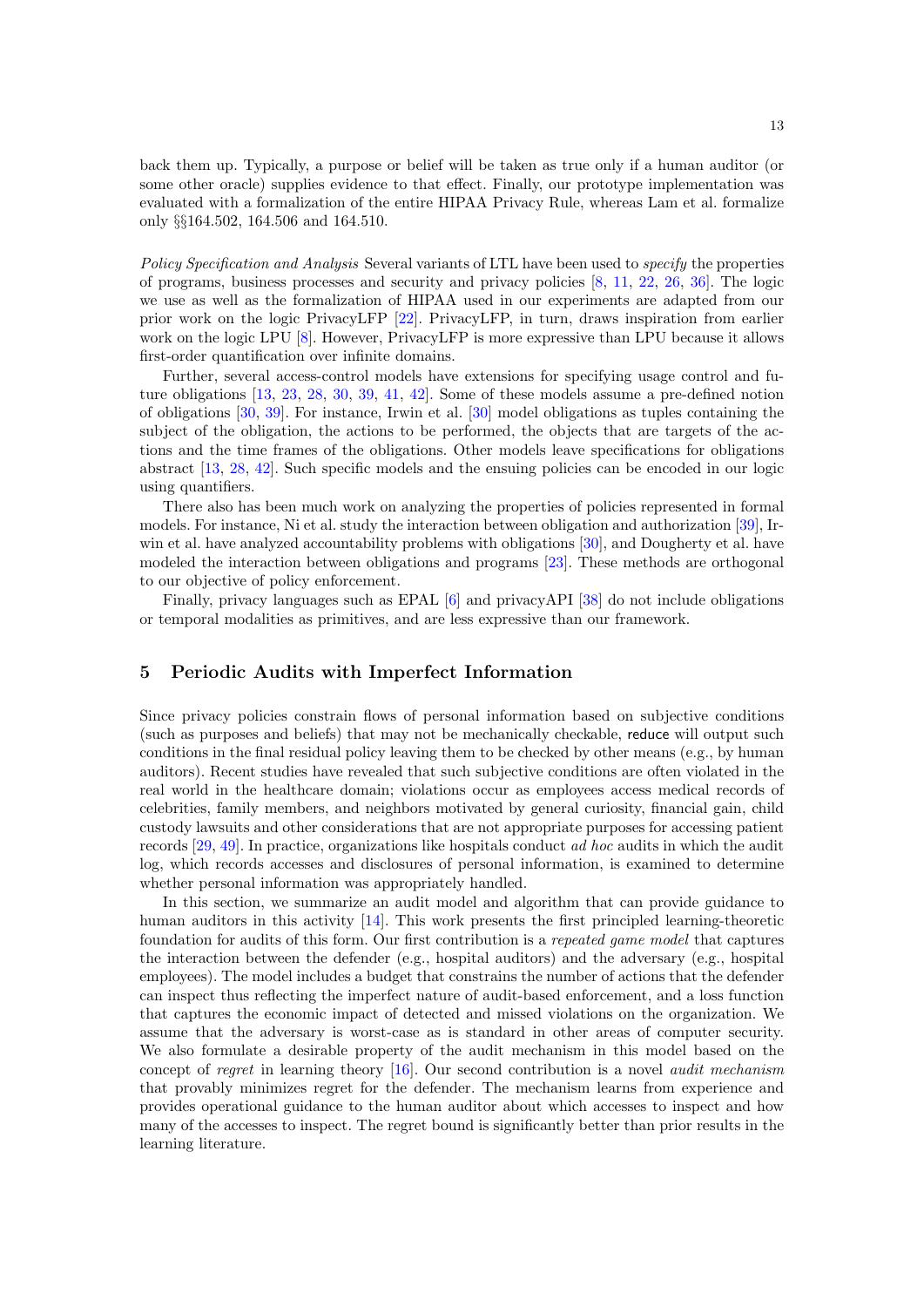back them up. Typically, a purpose or belief will be taken as true only if a human auditor (or some other oracle) supplies evidence to that effect. Finally, our prototype implementation was evaluated with a formalization of the entire HIPAA Privacy Rule, whereas Lam et al. formalize only §§164.502, 164.506 and 164.510.

*Policy Specification and Analysis* Several variants of LTL have been used to *specify* the properties of programs, business processes and security and privacy policies [8, 11, 22, 26, 36]. The logic we use as well as the formalization of HIPAA used in our experiments are adapted from our prior work on the logic PrivacyLFP [22]. PrivacyLFP, in turn, draws inspiration from earlier work on the logic LPU [8]. However, PrivacyLFP is more expressive than LPU because it allows first-order quantification over infinite domains.

Further, several access-control models have extensions for specifying usage control and future obligations [13, 23, 28, 30, 39, 41, 42]. Some of these models assume a pre-defined notion of obligations [30, 39]. For instance, Irwin et al. [30] model obligations as tuples containing the subject of the obligation, the actions to be performed, the objects that are targets of the actions and the time frames of the obligations. Other models leave specifications for obligations abstract [13, 28, 42]. Such specific models and the ensuing policies can be encoded in our logic using quantifiers.

There also has been much work on analyzing the properties of policies represented in formal models. For instance, Ni et al. study the interaction between obligation and authorization [39], Irwin et al. have analyzed accountability problems with obligations [30], and Dougherty et al. have modeled the interaction between obligations and programs [23]. These methods are orthogonal to our objective of policy enforcement.

Finally, privacy languages such as EPAL [6] and privacyAPI [38] do not include obligations or temporal modalities as primitives, and are less expressive than our framework.

## 5 Periodic Audits with Imperfect Information

Since privacy policies constrain flows of personal information based on subjective conditions (such as purposes and beliefs) that may not be mechanically checkable, reduce will output such conditions in the final residual policy leaving them to be checked by other means (e.g., by human auditors). Recent studies have revealed that such subjective conditions are often violated in the real world in the healthcare domain; violations occur as employees access medical records of celebrities, family members, and neighbors motivated by general curiosity, financial gain, child custody lawsuits and other considerations that are not appropriate purposes for accessing patient records [29, 49]. In practice, organizations like hospitals conduct *ad hoc* audits in which the audit log, which records accesses and disclosures of personal information, is examined to determine whether personal information was appropriately handled.

In this section, we summarize an audit model and algorithm that can provide guidance to human auditors in this activity [14]. This work presents the first principled learning-theoretic foundation for audits of this form. Our first contribution is a *repeated game model* that captures the interaction between the defender (e.g., hospital auditors) and the adversary (e.g., hospital employees). The model includes a budget that constrains the number of actions that the defender can inspect thus reflecting the imperfect nature of audit-based enforcement, and a loss function that captures the economic impact of detected and missed violations on the organization. We assume that the adversary is worst-case as is standard in other areas of computer security. We also formulate a desirable property of the audit mechanism in this model based on the concept of *regret* in learning theory [16]. Our second contribution is a novel *audit mechanism* that provably minimizes regret for the defender. The mechanism learns from experience and provides operational guidance to the human auditor about which accesses to inspect and how many of the accesses to inspect. The regret bound is significantly better than prior results in the learning literature.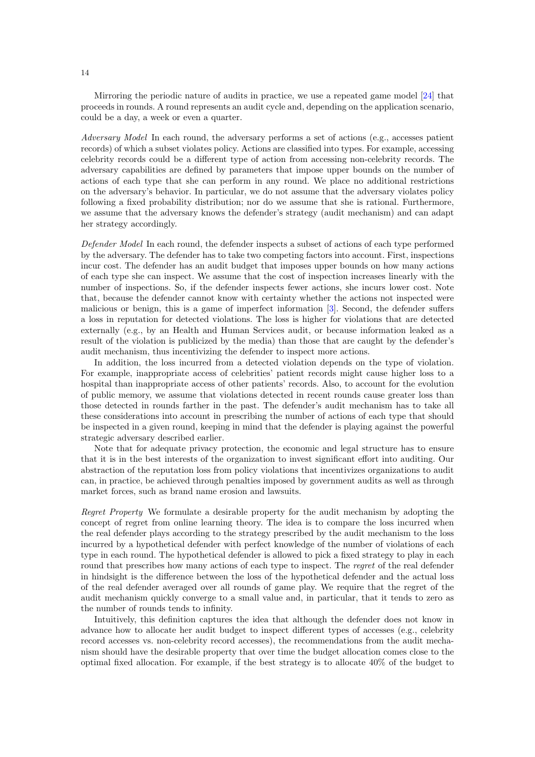Mirroring the periodic nature of audits in practice, we use a repeated game model [24] that proceeds in rounds. A round represents an audit cycle and, depending on the application scenario, could be a day, a week or even a quarter.

*Adversary Model* In each round, the adversary performs a set of actions (e.g., accesses patient records) of which a subset violates policy. Actions are classified into types. For example, accessing celebrity records could be a different type of action from accessing non-celebrity records. The adversary capabilities are defined by parameters that impose upper bounds on the number of actions of each type that she can perform in any round. We place no additional restrictions on the adversary's behavior. In particular, we do not assume that the adversary violates policy following a fixed probability distribution; nor do we assume that she is rational. Furthermore, we assume that the adversary knows the defender's strategy (audit mechanism) and can adapt her strategy accordingly.

*Defender Model* In each round, the defender inspects a subset of actions of each type performed by the adversary. The defender has to take two competing factors into account. First, inspections incur cost. The defender has an audit budget that imposes upper bounds on how many actions of each type she can inspect. We assume that the cost of inspection increases linearly with the number of inspections. So, if the defender inspects fewer actions, she incurs lower cost. Note that, because the defender cannot know with certainty whether the actions not inspected were malicious or benign, this is a game of imperfect information [3]. Second, the defender suffers a loss in reputation for detected violations. The loss is higher for violations that are detected externally (e.g., by an Health and Human Services audit, or because information leaked as a result of the violation is publicized by the media) than those that are caught by the defender's audit mechanism, thus incentivizing the defender to inspect more actions.

In addition, the loss incurred from a detected violation depends on the type of violation. For example, inappropriate access of celebrities' patient records might cause higher loss to a hospital than inappropriate access of other patients' records. Also, to account for the evolution of public memory, we assume that violations detected in recent rounds cause greater loss than those detected in rounds farther in the past. The defender's audit mechanism has to take all these considerations into account in prescribing the number of actions of each type that should be inspected in a given round, keeping in mind that the defender is playing against the powerful strategic adversary described earlier.

Note that for adequate privacy protection, the economic and legal structure has to ensure that it is in the best interests of the organization to invest significant effort into auditing. Our abstraction of the reputation loss from policy violations that incentivizes organizations to audit can, in practice, be achieved through penalties imposed by government audits as well as through market forces, such as brand name erosion and lawsuits.

*Regret Property* We formulate a desirable property for the audit mechanism by adopting the concept of regret from online learning theory. The idea is to compare the loss incurred when the real defender plays according to the strategy prescribed by the audit mechanism to the loss incurred by a hypothetical defender with perfect knowledge of the number of violations of each type in each round. The hypothetical defender is allowed to pick a fixed strategy to play in each round that prescribes how many actions of each type to inspect. The *regret* of the real defender in hindsight is the difference between the loss of the hypothetical defender and the actual loss of the real defender averaged over all rounds of game play. We require that the regret of the audit mechanism quickly converge to a small value and, in particular, that it tends to zero as the number of rounds tends to infinity.

Intuitively, this definition captures the idea that although the defender does not know in advance how to allocate her audit budget to inspect different types of accesses (e.g., celebrity record accesses vs. non-celebrity record accesses), the recommendations from the audit mechanism should have the desirable property that over time the budget allocation comes close to the optimal fixed allocation. For example, if the best strategy is to allocate 40% of the budget to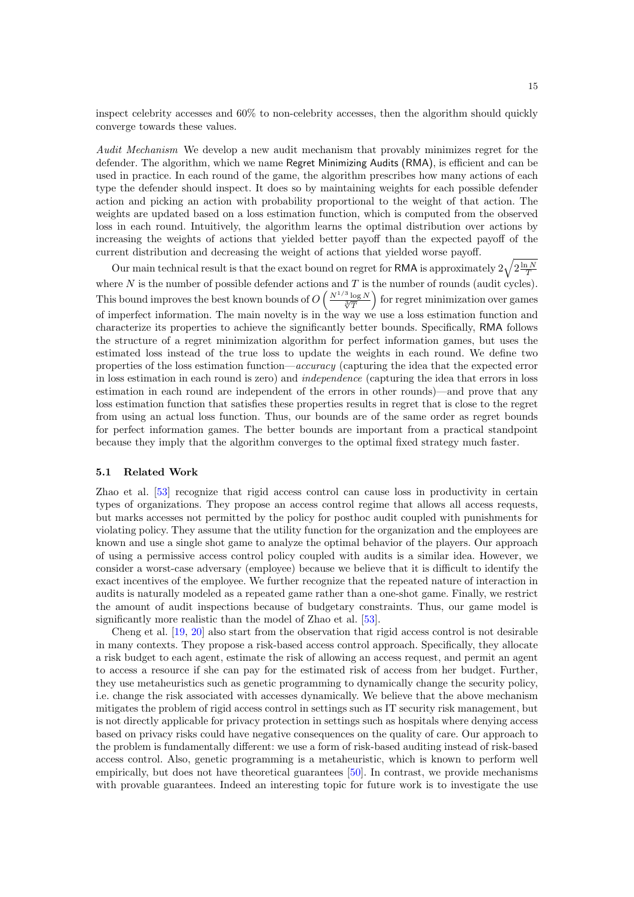inspect celebrity accesses and 60% to non-celebrity accesses, then the algorithm should quickly converge towards these values.

*Audit Mechanism* We develop a new audit mechanism that provably minimizes regret for the defender. The algorithm, which we name Regret Minimizing Audits (RMA), is efficient and can be used in practice. In each round of the game, the algorithm prescribes how many actions of each type the defender should inspect. It does so by maintaining weights for each possible defender action and picking an action with probability proportional to the weight of that action. The weights are updated based on a loss estimation function, which is computed from the observed loss in each round. Intuitively, the algorithm learns the optimal distribution over actions by increasing the weights of actions that yielded better payoff than the expected payoff of the current distribution and decreasing the weight of actions that yielded worse payoff.

Our main technical result is that the exact bound on regret for RMA is approximately $2\sqrt{2\frac{\ln N}{T}}$ where $N$ is the number of possible defender actions and $T$ is the number of rounds (audit cycles). This bound improves the best known bounds of $O\left(\frac{N^{1/3}\log N}{\sqrt[3]{T}}\right)$ for regret minimization over games of imperfect information. The main novelty is in the way we use a loss estimation function and characterize its properties to achieve the significantly better bounds. Specifically, RMA follows the structure of a regret minimization algorithm for perfect information games, but uses the estimated loss instead of the true loss to update the weights in each round. We define two properties of the loss estimation function—*accuracy* (capturing the idea that the expected error in loss estimation in each round is zero) and *independence* (capturing the idea that errors in loss estimation in each round are independent of the errors in other rounds)—and prove that any loss estimation function that satisfies these properties results in regret that is close to the regret from using an actual loss function. Thus, our bounds are of the same order as regret bounds for perfect information games. The better bounds are important from a practical standpoint because they imply that the algorithm converges to the optimal fixed strategy much faster.

### 5.1 Related Work

Zhao et al. [53] recognize that rigid access control can cause loss in productivity in certain types of organizations. They propose an access control regime that allows all access requests, but marks accesses not permitted by the policy for posthoc audit coupled with punishments for violating policy. They assume that the utility function for the organization and the employees are known and use a single shot game to analyze the optimal behavior of the players. Our approach of using a permissive access control policy coupled with audits is a similar idea. However, we consider a worst-case adversary (employee) because we believe that it is difficult to identify the exact incentives of the employee. We further recognize that the repeated nature of interaction in audits is naturally modeled as a repeated game rather than a one-shot game. Finally, we restrict the amount of audit inspections because of budgetary constraints. Thus, our game model is significantly more realistic than the model of Zhao et al. [53].

Cheng et al. [19, 20] also start from the observation that rigid access control is not desirable in many contexts. They propose a risk-based access control approach. Specifically, they allocate a risk budget to each agent, estimate the risk of allowing an access request, and permit an agent to access a resource if she can pay for the estimated risk of access from her budget. Further, they use metaheuristics such as genetic programming to dynamically change the security policy, i.e. change the risk associated with accesses dynamically. We believe that the above mechanism mitigates the problem of rigid access control in settings such as IT security risk management, but is not directly applicable for privacy protection in settings such as hospitals where denying access based on privacy risks could have negative consequences on the quality of care. Our approach to the problem is fundamentally different: we use a form of risk-based auditing instead of risk-based access control. Also, genetic programming is a metaheuristic, which is known to perform well empirically, but does not have theoretical guarantees [50]. In contrast, we provide mechanisms with provable guarantees. Indeed an interesting topic for future work is to investigate the use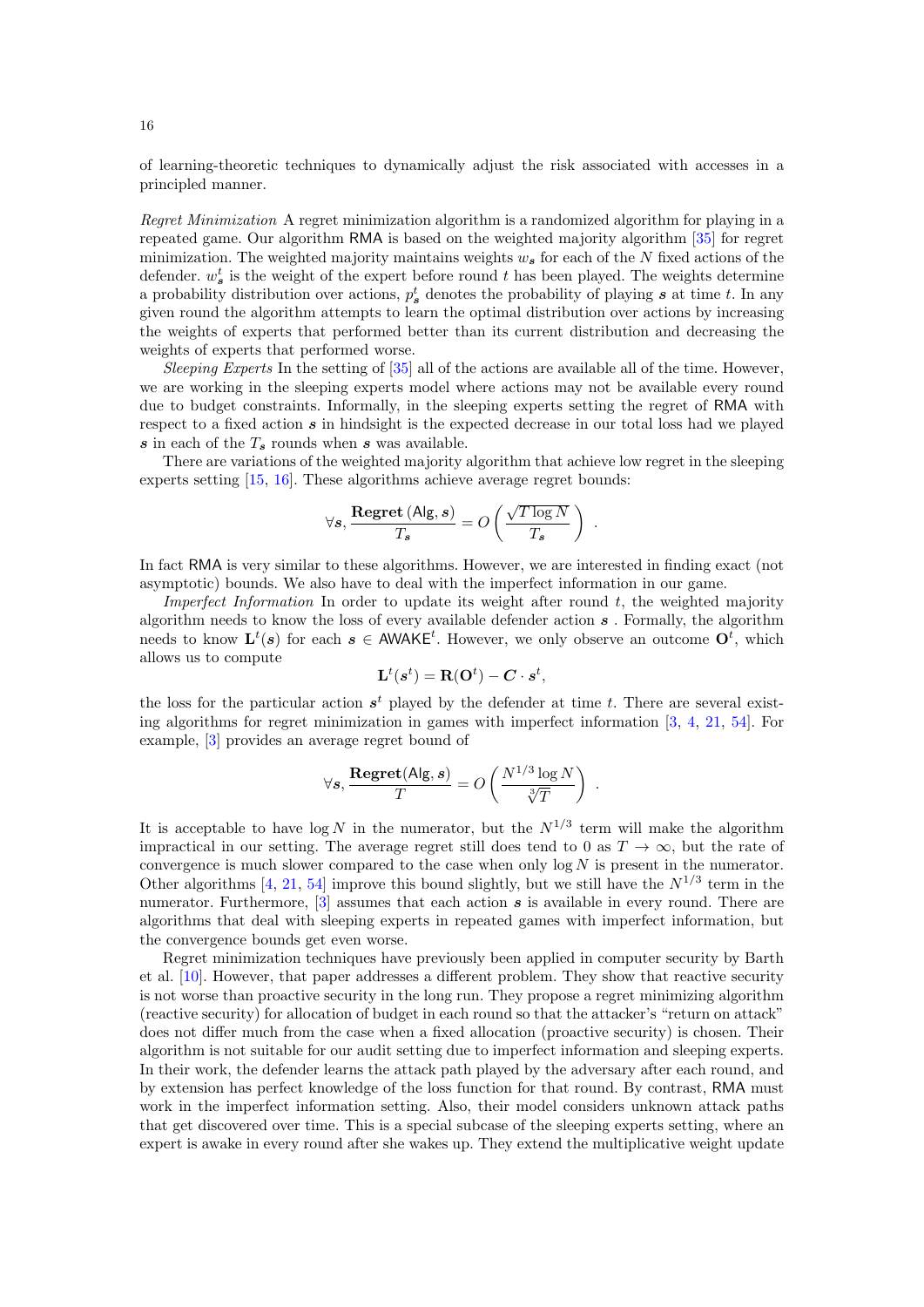of learning-theoretic techniques to dynamically adjust the risk associated with accesses in a principled manner.

*Regret Minimization* A regret minimization algorithm is a randomized algorithm for playing in a repeated game. Our algorithm RMA is based on the weighted majority algorithm [35] for regret minimization. The weighted majority maintains weights $w_{\boldsymbol{s}}$ for each of the $N$ fixed actions of the defender. $w^t_{\boldsymbol{s}}$ is the weight of the expert before round $t$ has been played. The weights determine a probability distribution over actions, $p^t_{\boldsymbol{s}}$ denotes the probability of playing $\boldsymbol{s}$ at time $t$. In any given round the algorithm attempts to learn the optimal distribution over actions by increasing the weights of experts that performed better than its current distribution and decreasing the weights of experts that performed worse.

*Sleeping Experts* In the setting of [35] all of the actions are available all of the time. However, we are working in the sleeping experts model where actions may not be available every round due to budget constraints. Informally, in the sleeping experts setting the regret of RMA with respect to a fixed action $\boldsymbol{s}$ in hindsight is the expected decrease in our total loss had we played $\boldsymbol{s}$ in each of the $T_{\boldsymbol{s}}$ rounds when $\boldsymbol{s}$ was available.

There are variations of the weighted majority algorithm that achieve low regret in the sleeping experts setting [15, 16]. These algorithms achieve average regret bounds:

$$\forall \boldsymbol{s}, \frac{\textbf{Regret}\left(\mathsf{Alg}, \boldsymbol{s}\right)}{T_{\boldsymbol{s}}} = O\left(\frac{\sqrt{T}\log N}{T_{\boldsymbol{s}}}\right) .$$

In fact RMA is very similar to these algorithms. However, we are interested in finding exact (not asymptotic) bounds. We also have to deal with the imperfect information in our game.

*Imperfect Information* In order to update its weight after round $t$, the weighted majority algorithm needs to know the loss of every available defender action $\boldsymbol{s}$ . Formally, the algorithm needs to know $\mathbf{L}^t(\boldsymbol{s})$ for each $\boldsymbol{s} \in \mathsf{AWAKE}^t$. However, we only observe an outcome $\mathbf{O}^t$, which allows us to compute

$$\mathbf{L}^t(\boldsymbol{s}^t) = \mathbf{R}(\mathbf{O}^t) - \boldsymbol{C} \cdot \boldsymbol{s}^t,$$

the loss for the particular action $\boldsymbol{s}^t$ played by the defender at time $t$. There are several existing algorithms for regret minimization in games with imperfect information [3, 4, 21, 54]. For example, [3] provides an average regret bound of

$$\forall \boldsymbol{s}, \frac{\textbf{Regret}(\mathsf{Alg}, \boldsymbol{s})}{T} = O\left(\frac{N^{1/3}\log N}{\sqrt[3]{T}}\right) .$$

It is acceptable to have $\log N$ in the numerator, but the $N^{1/3}$ term will make the algorithm impractical in our setting. The average regret still does tend to 0 as $T \to \infty$, but the rate of convergence is much slower compared to the case when only $\log N$ is present in the numerator. Other algorithms [4, 21, 54] improve this bound slightly, but we still have the $N^{1/3}$ term in the numerator. Furthermore, [3] assumes that each action $\boldsymbol{s}$ is available in every round. There are algorithms that deal with sleeping experts in repeated games with imperfect information, but the convergence bounds get even worse.

Regret minimization techniques have previously been applied in computer security by Barth et al. [10]. However, that paper addresses a different problem. They show that reactive security is not worse than proactive security in the long run. They propose a regret minimizing algorithm (reactive security) for allocation of budget in each round so that the attacker's "return on attack" does not differ much from the case when a fixed allocation (proactive security) is chosen. Their algorithm is not suitable for our audit setting due to imperfect information and sleeping experts. In their work, the defender learns the attack path played by the adversary after each round, and by extension has perfect knowledge of the loss function for that round. By contrast, RMA must work in the imperfect information setting. Also, their model considers unknown attack paths that get discovered over time. This is a special subcase of the sleeping experts setting, where an expert is awake in every round after she wakes up. They extend the multiplicative weight update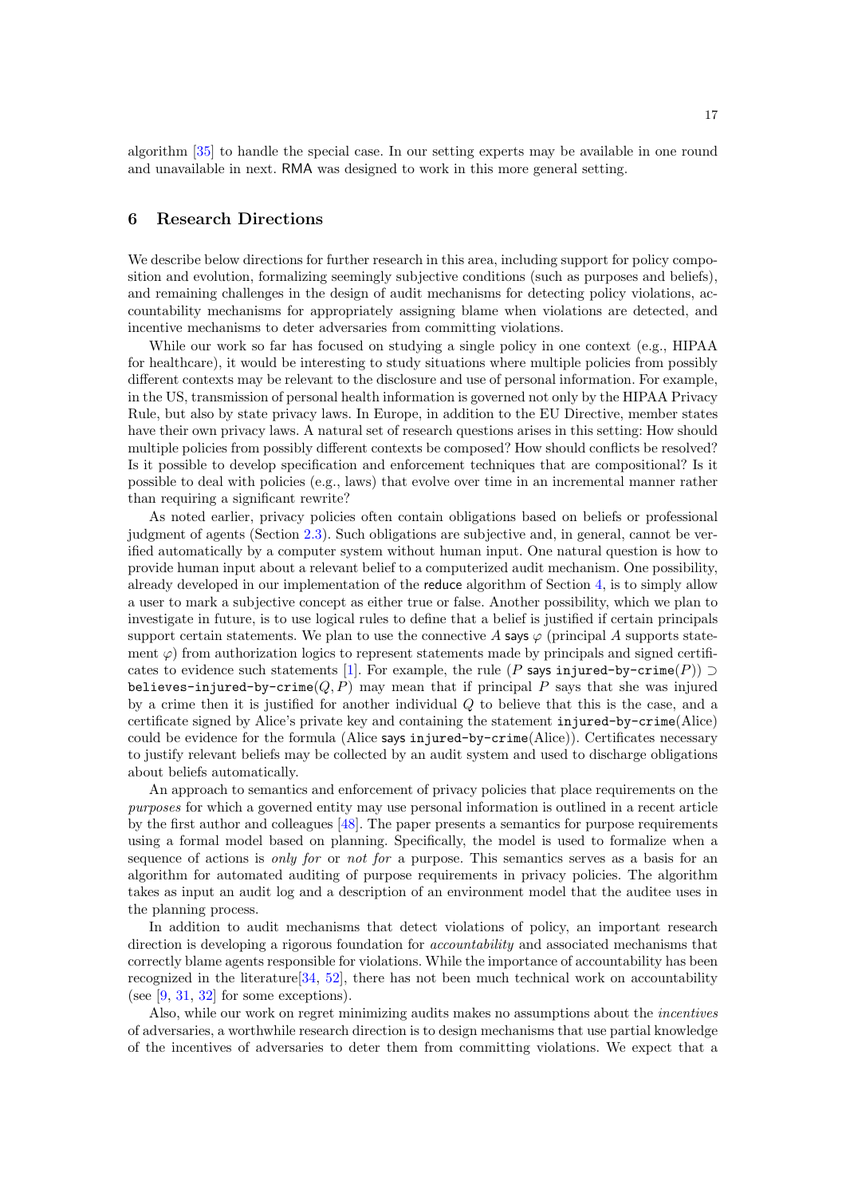algorithm [35] to handle the special case. In our setting experts may be available in one round and unavailable in next. RMA was designed to work in this more general setting.

## 6 Research Directions

We describe below directions for further research in this area, including support for policy composition and evolution, formalizing seemingly subjective conditions (such as purposes and beliefs), and remaining challenges in the design of audit mechanisms for detecting policy violations, accountability mechanisms for appropriately assigning blame when violations are detected, and incentive mechanisms to deter adversaries from committing violations.

While our work so far has focused on studying a single policy in one context (e.g., HIPAA for healthcare), it would be interesting to study situations where multiple policies from possibly different contexts may be relevant to the disclosure and use of personal information. For example, in the US, transmission of personal health information is governed not only by the HIPAA Privacy Rule, but also by state privacy laws. In Europe, in addition to the EU Directive, member states have their own privacy laws. A natural set of research questions arises in this setting: How should multiple policies from possibly different contexts be composed? How should conflicts be resolved? Is it possible to develop specification and enforcement techniques that are compositional? Is it possible to deal with policies (e.g., laws) that evolve over time in an incremental manner rather than requiring a significant rewrite?

As noted earlier, privacy policies often contain obligations based on beliefs or professional judgment of agents (Section 2.3). Such obligations are subjective and, in general, cannot be verified automatically by a computer system without human input. One natural question is how to provide human input about a relevant belief to a computerized audit mechanism. One possibility, already developed in our implementation of the reduce algorithm of Section 4, is to simply allow a user to mark a subjective concept as either true or false. Another possibility, which we plan to investigate in future, is to use logical rules to define that a belief is justified if certain principals support certain statements. We plan to use the connective $A$ says $\varphi$ (principal $A$ supports statement $\varphi$) from authorization logics to represent statements made by principals and signed certificates to evidence such statements [1]. For example, the rule ($P$ says `injured-by-crime`$(P)$) $\supset$ `believes-injured-by-crime`$(Q, P)$ may mean that if principal $P$ says that she was injured by a crime then it is justified for another individual $Q$ to believe that this is the case, and a certificate signed by Alice's private key and containing the statement `injured-by-crime`(Alice) could be evidence for the formula (Alice says `injured-by-crime`(Alice)). Certificates necessary to justify relevant beliefs may be collected by an audit system and used to discharge obligations about beliefs automatically.

An approach to semantics and enforcement of privacy policies that place requirements on the *purposes* for which a governed entity may use personal information is outlined in a recent article by the first author and colleagues [48]. The paper presents a semantics for purpose requirements using a formal model based on planning. Specifically, the model is used to formalize when a sequence of actions is *only for* or *not for* a purpose. This semantics serves as a basis for an algorithm for automated auditing of purpose requirements in privacy policies. The algorithm takes as input an audit log and a description of an environment model that the auditee uses in the planning process.

In addition to audit mechanisms that detect violations of policy, an important research direction is developing a rigorous foundation for *accountability* and associated mechanisms that correctly blame agents responsible for violations. While the importance of accountability has been recognized in the literature[34, 52], there has not been much technical work on accountability (see [9, 31, 32] for some exceptions).

Also, while our work on regret minimizing audits makes no assumptions about the *incentives* of adversaries, a worthwhile research direction is to design mechanisms that use partial knowledge of the incentives of adversaries to deter them from committing violations. We expect that a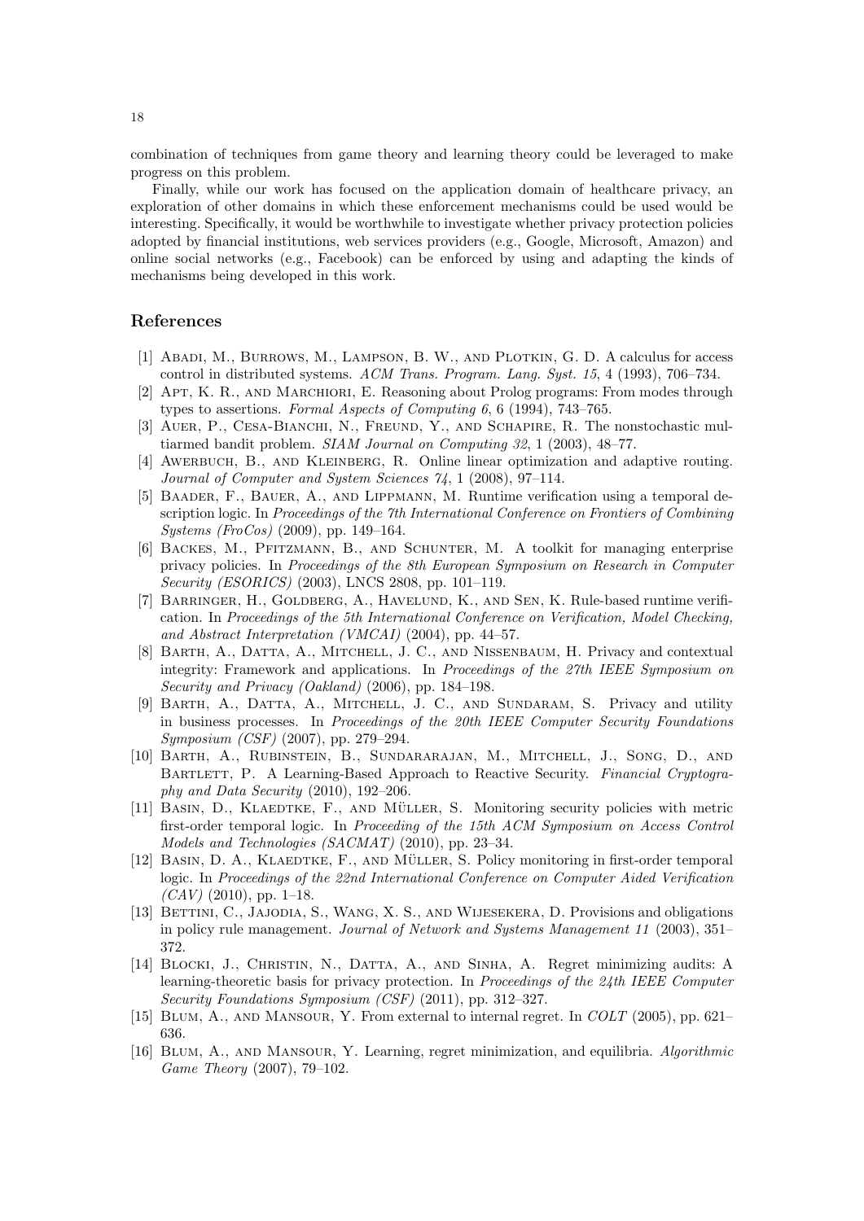combination of techniques from game theory and learning theory could be leveraged to make progress on this problem.

Finally, while our work has focused on the application domain of healthcare privacy, an exploration of other domains in which these enforcement mechanisms could be used would be interesting. Specifically, it would be worthwhile to investigate whether privacy protection policies adopted by financial institutions, web services providers (e.g., Google, Microsoft, Amazon) and online social networks (e.g., Facebook) can be enforced by using and adapting the kinds of mechanisms being developed in this work.

## References

[1] Abadi, M., Burrows, M., Lampson, B. W., and Plotkin, G. D. A calculus for access control in distributed systems. *ACM Trans. Program. Lang. Syst. 15*, 4 (1993), 706–734.

[2] Apt, K. R., and Marchiori, E. Reasoning about Prolog programs: From modes through types to assertions. *Formal Aspects of Computing 6*, 6 (1994), 743–765.

[3] Auer, P., Cesa-Bianchi, N., Freund, Y., and Schapire, R. The nonstochastic multiarmed bandit problem. *SIAM Journal on Computing 32*, 1 (2003), 48–77.

[4] Awerbuch, B., and Kleinberg, R. Online linear optimization and adaptive routing. *Journal of Computer and System Sciences 74*, 1 (2008), 97–114.

[5] Baader, F., Bauer, A., and Lippmann, M. Runtime verification using a temporal description logic. In *Proceedings of the 7th International Conference on Frontiers of Combining Systems (FroCos)* (2009), pp. 149–164.

[6] Backes, M., Pfitzmann, B., and Schunter, M. A toolkit for managing enterprise privacy policies. In *Proceedings of the 8th European Symposium on Research in Computer Security (ESORICS)* (2003), LNCS 2808, pp. 101–119.

[7] Barringer, H., Goldberg, A., Havelund, K., and Sen, K. Rule-based runtime verification. In *Proceedings of the 5th International Conference on Verification, Model Checking, and Abstract Interpretation (VMCAI)* (2004), pp. 44–57.

[8] Barth, A., Datta, A., Mitchell, J. C., and Nissenbaum, H. Privacy and contextual integrity: Framework and applications. In *Proceedings of the 27th IEEE Symposium on Security and Privacy (Oakland)* (2006), pp. 184–198.

[9] Barth, A., Datta, A., Mitchell, J. C., and Sundaram, S. Privacy and utility in business processes. In *Proceedings of the 20th IEEE Computer Security Foundations Symposium (CSF)* (2007), pp. 279–294.

[10] Barth, A., Rubinstein, B., Sundararajan, M., Mitchell, J., Song, D., and Bartlett, P. A Learning-Based Approach to Reactive Security. *Financial Cryptography and Data Security* (2010), 192–206.

[11] Basin, D., Klaedtke, F., and Müller, S. Monitoring security policies with metric first-order temporal logic. In *Proceeding of the 15th ACM Symposium on Access Control Models and Technologies (SACMAT)* (2010), pp. 23–34.

[12] Basin, D. A., Klaedtke, F., and Müller, S. Policy monitoring in first-order temporal logic. In *Proceedings of the 22nd International Conference on Computer Aided Verification (CAV)* (2010), pp. 1–18.

[13] Bettini, C., Jajodia, S., Wang, X. S., and Wijesekera, D. Provisions and obligations in policy rule management. *Journal of Network and Systems Management 11* (2003), 351–372.

[14] Blocki, J., Christin, N., Datta, A., and Sinha, A. Regret minimizing audits: A learning-theoretic basis for privacy protection. In *Proceedings of the 24th IEEE Computer Security Foundations Symposium (CSF)* (2011), pp. 312–327.

[15] Blum, A., and Mansour, Y. From external to internal regret. In *COLT* (2005), pp. 621–636.

[16] Blum, A., and Mansour, Y. Learning, regret minimization, and equilibria. *Algorithmic Game Theory* (2007), 79–102.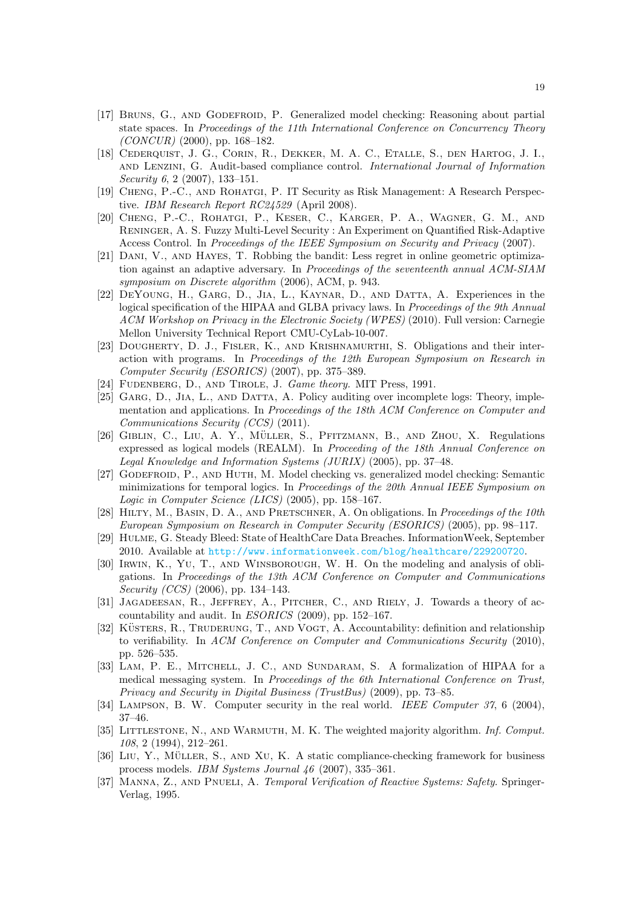[17] Bruns, G., and Godefroid, P. Generalized model checking: Reasoning about partial state spaces. In *Proceedings of the 11th International Conference on Concurrency Theory (CONCUR)* (2000), pp. 168–182.

[18] Cederquist, J. G., Corin, R., Dekker, M. A. C., Etalle, S., den Hartog, J. I., and Lenzini, G. Audit-based compliance control. *International Journal of Information Security 6*, 2 (2007), 133–151.

[19] Cheng, P.-C., and Rohatgi, P. IT Security as Risk Management: A Research Perspective. *IBM Research Report RC24529* (April 2008).

[20] Cheng, P.-C., Rohatgi, P., Keser, C., Karger, P. A., Wagner, G. M., and Reninger, A. S. Fuzzy Multi-Level Security : An Experiment on Quantified Risk-Adaptive Access Control. In *Proceedings of the IEEE Symposium on Security and Privacy* (2007).

[21] Dani, V., and Hayes, T. Robbing the bandit: Less regret in online geometric optimization against an adaptive adversary. In *Proceedings of the seventeenth annual ACM-SIAM symposium on Discrete algorithm* (2006), ACM, p. 943.

[22] DeYoung, H., Garg, D., Jia, L., Kaynar, D., and Datta, A. Experiences in the logical specification of the HIPAA and GLBA privacy laws. In *Proceedings of the 9th Annual ACM Workshop on Privacy in the Electronic Society (WPES)* (2010). Full version: Carnegie Mellon University Technical Report CMU-CyLab-10-007.

[23] Dougherty, D. J., Fisler, K., and Krishnamurthi, S. Obligations and their interaction with programs. In *Proceedings of the 12th European Symposium on Research in Computer Security (ESORICS)* (2007), pp. 375–389.

[24] Fudenberg, D., and Tirole, J. *Game theory.* MIT Press, 1991.

[25] Garg, D., Jia, L., and Datta, A. Policy auditing over incomplete logs: Theory, implementation and applications. In *Proceedings of the 18th ACM Conference on Computer and Communications Security (CCS)* (2011).

[26] Giblin, C., Liu, A. Y., Müller, S., Pfitzmann, B., and Zhou, X. Regulations expressed as logical models (REALM). In *Proceeding of the 18th Annual Conference on Legal Knowledge and Information Systems (JURIX)* (2005), pp. 37–48.

[27] Godefroid, P., and Huth, M. Model checking vs. generalized model checking: Semantic minimizations for temporal logics. In *Proceedings of the 20th Annual IEEE Symposium on Logic in Computer Science (LICS)* (2005), pp. 158–167.

[28] Hilty, M., Basin, D. A., and Pretschner, A. On obligations. In *Proceedings of the 10th European Symposium on Research in Computer Security (ESORICS)* (2005), pp. 98–117.

[29] Hulme, G. Steady Bleed: State of HealthCare Data Breaches. InformationWeek, September 2010. Available at http://www.informationweek.com/blog/healthcare/229200720.

[30] Irwin, K., Yu, T., and Winsborough, W. H. On the modeling and analysis of obligations. In *Proceedings of the 13th ACM Conference on Computer and Communications Security (CCS)* (2006), pp. 134–143.

[31] Jagadeesan, R., Jeffrey, A., Pitcher, C., and Riely, J. Towards a theory of accountability and audit. In *ESORICS* (2009), pp. 152–167.

[32] Küsters, R., Truderung, T., and Vogt, A. Accountability: definition and relationship to verifiability. In *ACM Conference on Computer and Communications Security* (2010), pp. 526–535.

[33] Lam, P. E., Mitchell, J. C., and Sundaram, S. A formalization of HIPAA for a medical messaging system. In *Proceedings of the 6th International Conference on Trust, Privacy and Security in Digital Business (TrustBus)* (2009), pp. 73–85.

[34] Lampson, B. W. Computer security in the real world. *IEEE Computer 37*, 6 (2004), 37–46.

[35] Littlestone, N., and Warmuth, M. K. The weighted majority algorithm. *Inf. Comput. 108*, 2 (1994), 212–261.

[36] Liu, Y., Müller, S., and Xu, K. A static compliance-checking framework for business process models. *IBM Systems Journal 46* (2007), 335–361.

[37] Manna, Z., and Pnueli, A. *Temporal Verification of Reactive Systems: Safety.* Springer-Verlag, 1995.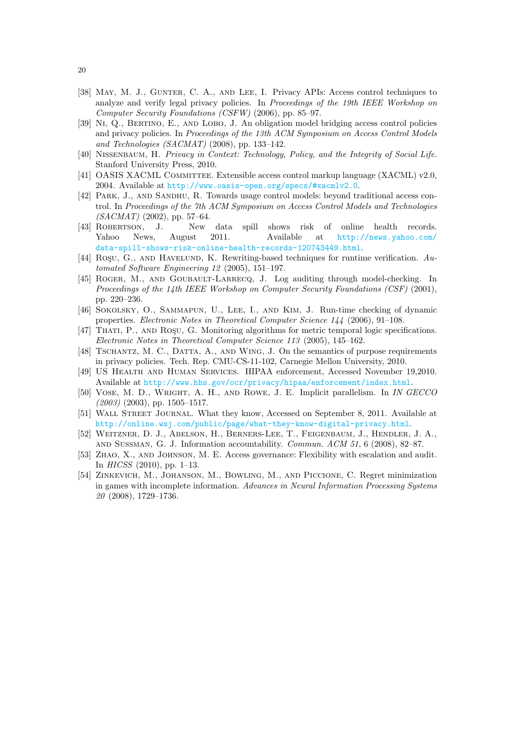[38] May, M. J., Gunter, C. A., and Lee, I. Privacy APIs: Access control techniques to analyze and verify legal privacy policies. In *Proceedings of the 19th IEEE Workshop on Computer Security Foundations (CSFW)* (2006), pp. 85–97.

[39] Ni, Q., Bertino, E., and Lobo, J. An obligation model bridging access control policies and privacy policies. In *Proceedings of the 13th ACM Symposium on Access Control Models and Technologies (SACMAT)* (2008), pp. 133–142.

[40] Nissenbaum, H. *Privacy in Context: Technology, Policy, and the Integrity of Social Life*. Stanford University Press, 2010.

[41] OASIS XACML Committee. Extensible access control markup language (XACML) v2.0, 2004. Available at http://www.oasis-open.org/specs/#xacmlv2.0.

[42] Park, J., and Sandhu, R. Towards usage control models: beyond traditional access control. In *Proceedings of the 7th ACM Symposium on Access Control Models and Technologies (SACMAT)* (2002), pp. 57–64.

[43] Robertson, J. New data spill shows risk of online health records. Yahoo News, August 2011. Available at http://news.yahoo.com/data-spill-shows-risk-online-health-records-120743449.html.

[44] Roşu, G., and Havelund, K. Rewriting-based techniques for runtime verification. *Automated Software Engineering 12* (2005), 151–197.

[45] Roger, M., and Goubault-Larrecq, J. Log auditing through model-checking. In *Proceedings of the 14th IEEE Workshop on Computer Security Foundations (CSF)* (2001), pp. 220–236.

[46] Sokolsky, O., Sammapun, U., Lee, I., and Kim, J. Run-time checking of dynamic properties. *Electronic Notes in Theoretical Computer Science 144* (2006), 91–108.

[47] Thati, P., and Roşu, G. Monitoring algorithms for metric temporal logic specifications. *Electronic Notes in Theoretical Computer Science 113* (2005), 145–162.

[48] Tschantz, M. C., Datta, A., and Wing, J. On the semantics of purpose requirements in privacy policies. Tech. Rep. CMU-CS-11-102, Carnegie Mellon University, 2010.

[49] US Health and Human Services. HIPAA enforcement, Accessed November 19,2010. Available at http://www.hhs.gov/ocr/privacy/hipaa/enforcement/index.html.

[50] Vose, M. D., Wright, A. H., and Rowe, J. E. Implicit parallelism. In *IN GECCO (2003)* (2003), pp. 1505–1517.

[51] Wall Street Journal. What they know, Accessed on September 8, 2011. Available at http://online.wsj.com/public/page/what-they-know-digital-privacy.html.

[52] Weitzner, D. J., Abelson, H., Berners-Lee, T., Feigenbaum, J., Hendler, J. A., and Sussman, G. J. Information accountability. *Commun. ACM 51*, 6 (2008), 82–87.

[53] Zhao, X., and Johnson, M. E. Access governance: Flexibility with escalation and audit. In *HICSS* (2010), pp. 1–13.

[54] Zinkevich, M., Johanson, M., Bowling, M., and Piccione, C. Regret minimization in games with incomplete information. *Advances in Neural Information Processing Systems 20* (2008), 1729–1736.